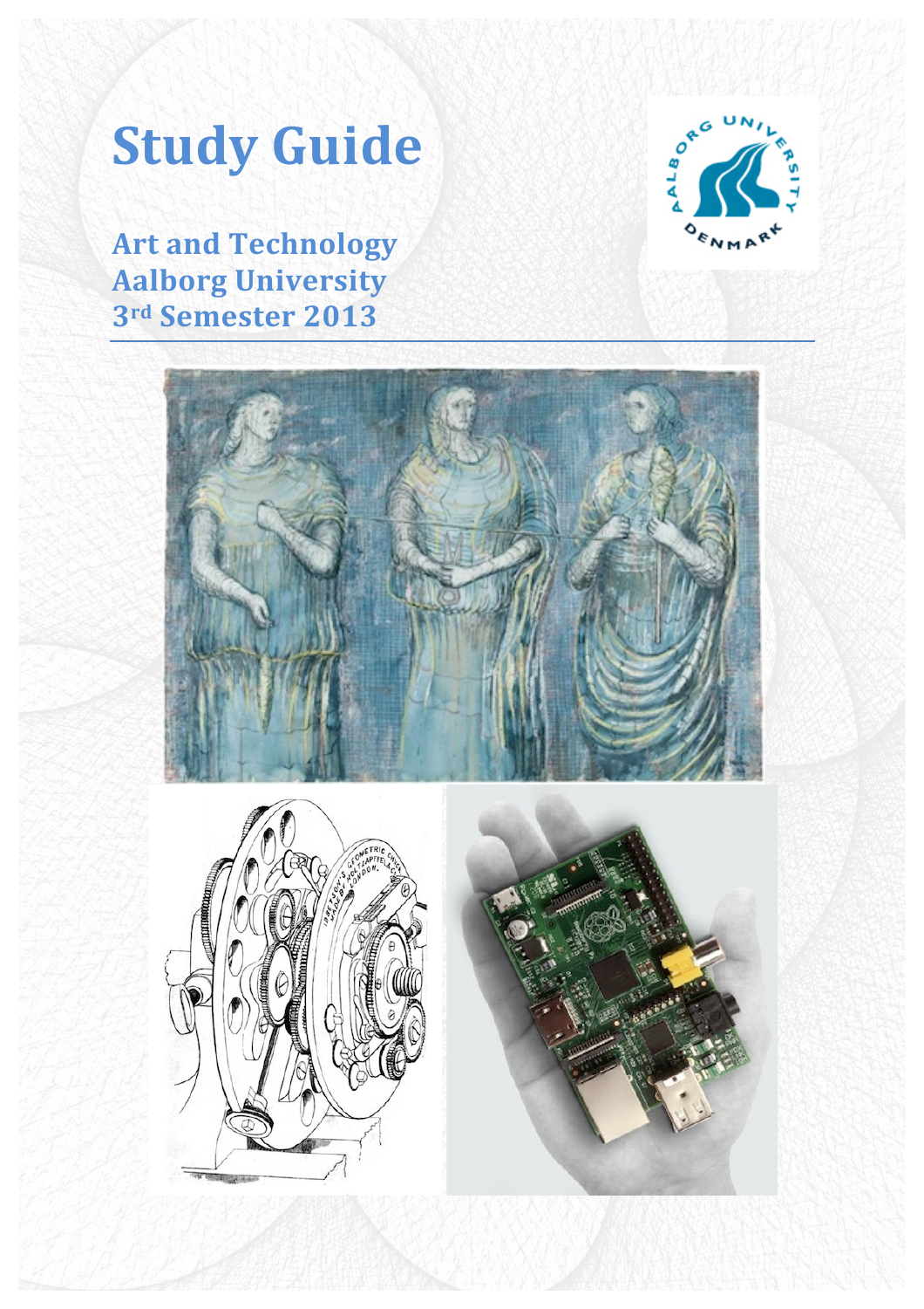# Study Guide

**Art and Technology**
**Aalborg University**
**3rd Semester 2013**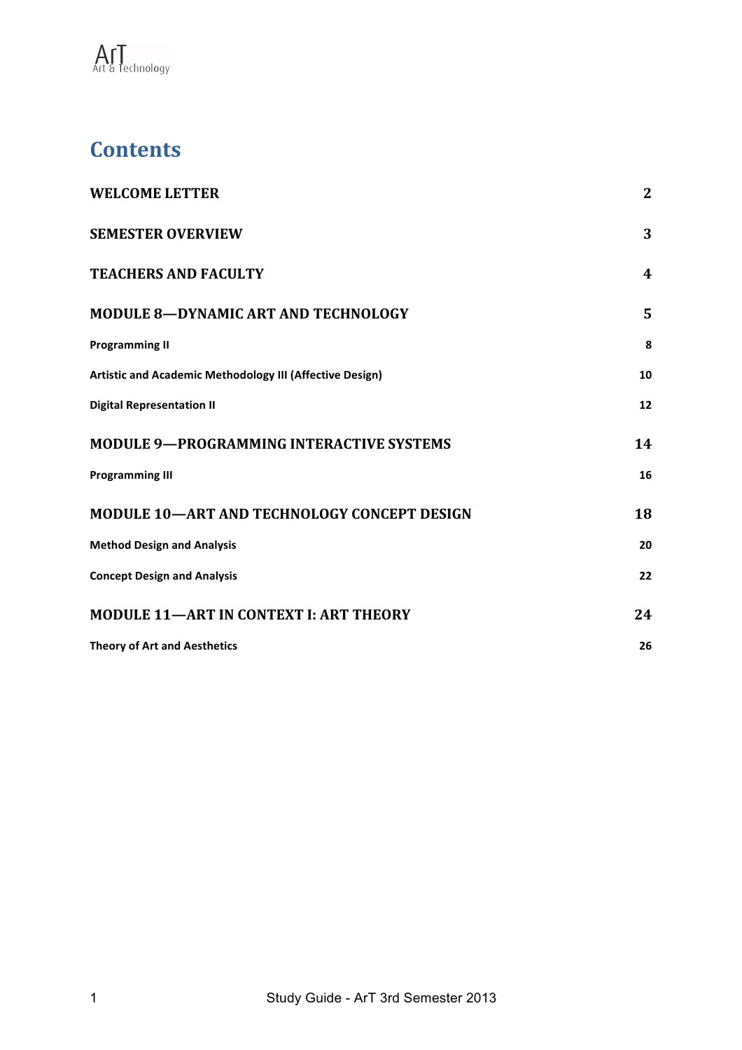# Contents

| | |
|---|---|
| **WELCOME LETTER** | **2** |
| **SEMESTER OVERVIEW** | **3** |
| **TEACHERS AND FACULTY** | **4** |
| **MODULE 8—DYNAMIC ART AND TECHNOLOGY** | **5** |
| **Programming II** | **8** |
| **Artistic and Academic Methodology III (Affective Design)** | **10** |
| **Digital Representation II** | **12** |
| **MODULE 9—PROGRAMMING INTERACTIVE SYSTEMS** | **14** |
| **Programming III** | **16** |
| **MODULE 10—ART AND TECHNOLOGY CONCEPT DESIGN** | **18** |
| **Method Design and Analysis** | **20** |
| **Concept Design and Analysis** | **22** |
| **MODULE 11—ART IN CONTEXT I: ART THEORY** | **24** |
| **Theory of Art and Aesthetics** | **26** |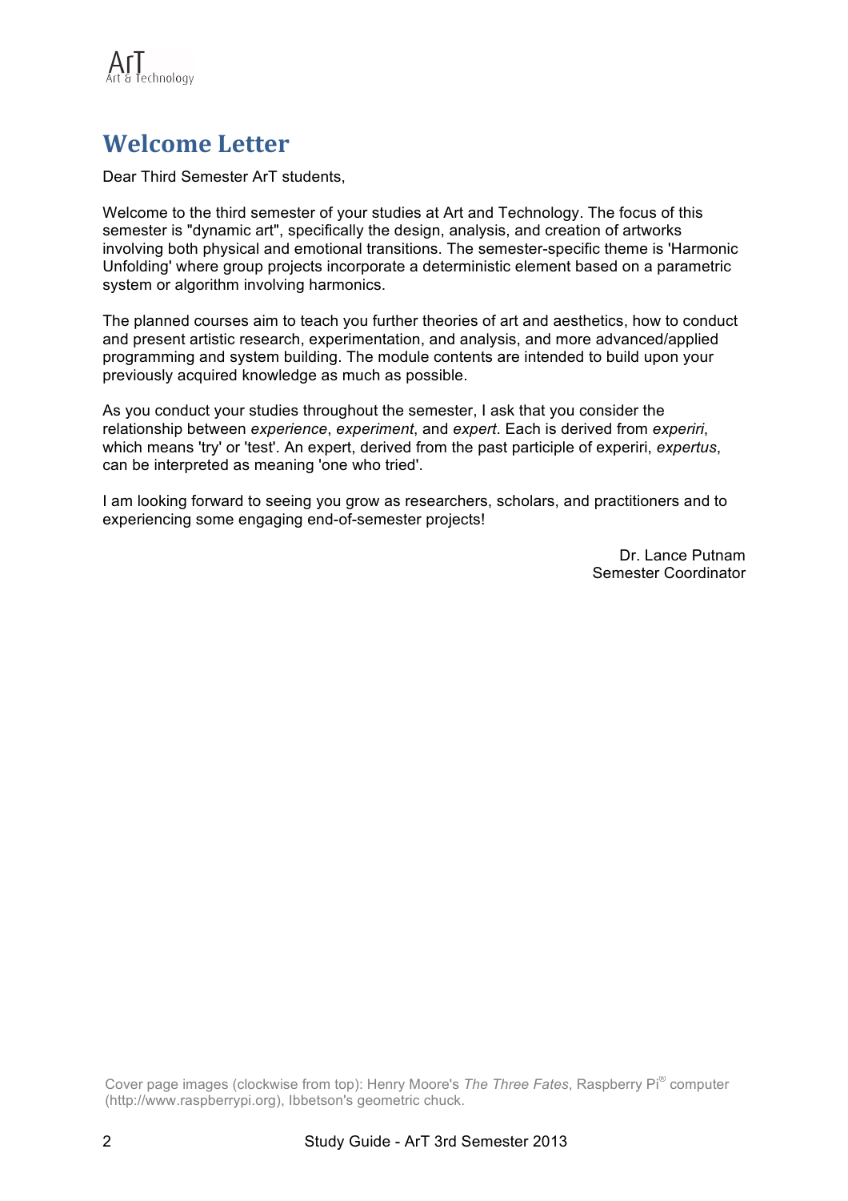# Welcome Letter

Dear Third Semester ArT students,

Welcome to the third semester of your studies at Art and Technology. The focus of this semester is "dynamic art", specifically the design, analysis, and creation of artworks involving both physical and emotional transitions. The semester-specific theme is 'Harmonic Unfolding' where group projects incorporate a deterministic element based on a parametric system or algorithm involving harmonics.

The planned courses aim to teach you further theories of art and aesthetics, how to conduct and present artistic research, experimentation, and analysis, and more advanced/applied programming and system building. The module contents are intended to build upon your previously acquired knowledge as much as possible.

As you conduct your studies throughout the semester, I ask that you consider the relationship between *experience*, *experiment*, and *expert*. Each is derived from *experiri*, which means 'try' or 'test'. An expert, derived from the past participle of experiri, *expertus*, can be interpreted as meaning 'one who tried'.

I am looking forward to seeing you grow as researchers, scholars, and practitioners and to experiencing some engaging end-of-semester projects!

Dr. Lance Putnam
Semester Coordinator

Cover page images (clockwise from top): Henry Moore's *The Three Fates*, Raspberry Pi® computer (http://www.raspberrypi.org), Ibbetson's geometric chuck.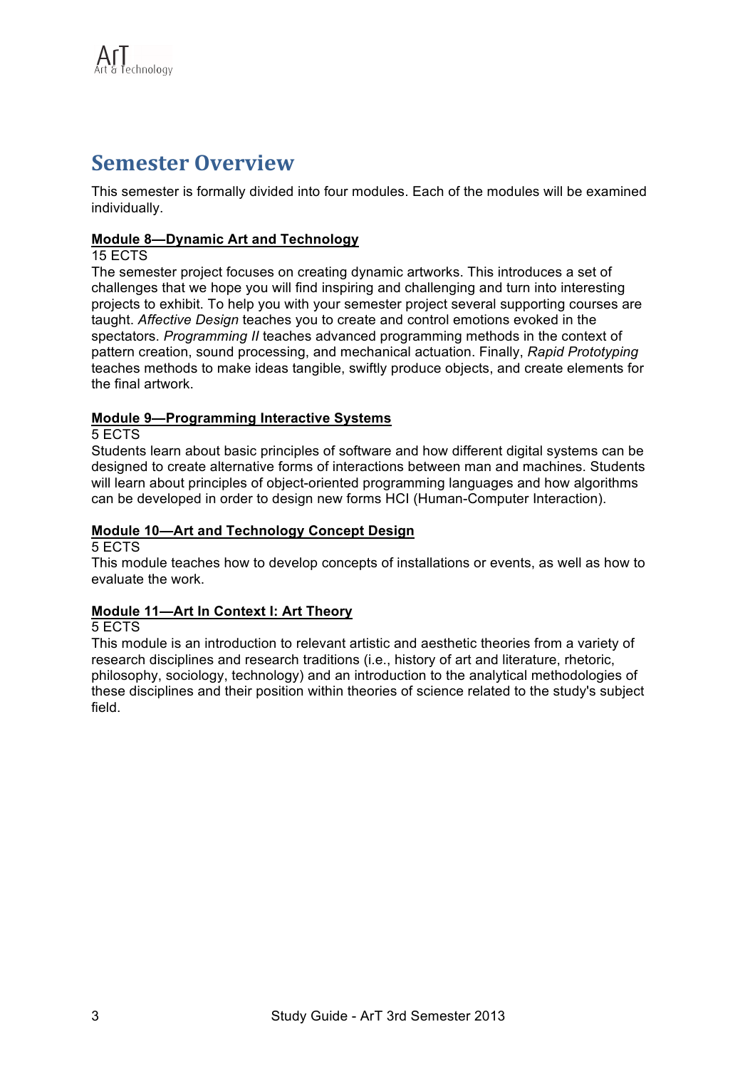# Semester Overview

This semester is formally divided into four modules. Each of the modules will be examined individually.

**Module 8—Dynamic Art and Technology**

15 ECTS

The semester project focuses on creating dynamic artworks. This introduces a set of challenges that we hope you will find inspiring and challenging and turn into interesting projects to exhibit. To help you with your semester project several supporting courses are taught. *Affective Design* teaches you to create and control emotions evoked in the spectators. *Programming II* teaches advanced programming methods in the context of pattern creation, sound processing, and mechanical actuation. Finally, *Rapid Prototyping* teaches methods to make ideas tangible, swiftly produce objects, and create elements for the final artwork.

**Module 9—Programming Interactive Systems**

5 ECTS

Students learn about basic principles of software and how different digital systems can be designed to create alternative forms of interactions between man and machines. Students will learn about principles of object-oriented programming languages and how algorithms can be developed in order to design new forms HCI (Human-Computer Interaction).

**Module 10—Art and Technology Concept Design**

5 ECTS

This module teaches how to develop concepts of installations or events, as well as how to evaluate the work.

**Module 11—Art In Context I: Art Theory**

5 ECTS

This module is an introduction to relevant artistic and aesthetic theories from a variety of research disciplines and research traditions (i.e., history of art and literature, rhetoric, philosophy, sociology, technology) and an introduction to the analytical methodologies of these disciplines and their position within theories of science related to the study's subject field.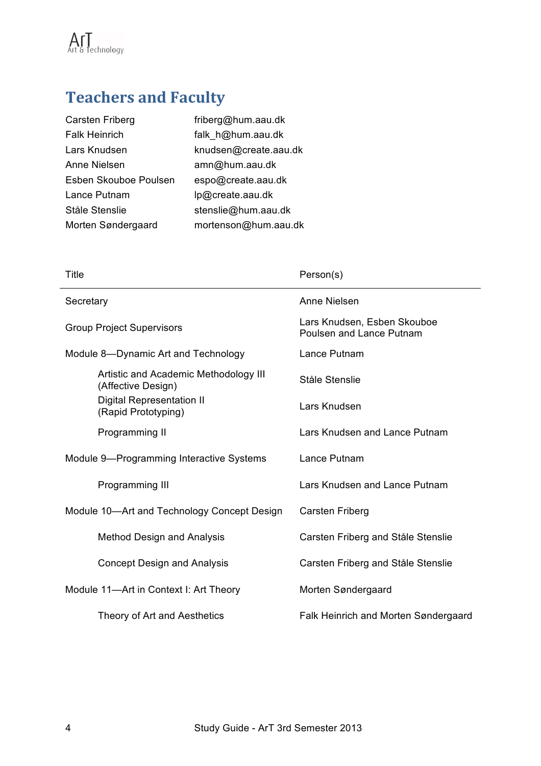# Teachers and Faculty

| | |
|---|---|
| Carsten Friberg | friberg@hum.aau.dk |
| Falk Heinrich | falk_h@hum.aau.dk |
| Lars Knudsen | knudsen@create.aau.dk |
| Anne Nielsen | amn@hum.aau.dk |
| Esben Skouboe Poulsen | espo@create.aau.dk |
| Lance Putnam | lp@create.aau.dk |
| Ståle Stenslie | stenslie@hum.aau.dk |
| Morten Søndergaard | mortenson@hum.aau.dk |

| Title | Person(s) |
|---|---|
| Secretary | Anne Nielsen |
| Group Project Supervisors | Lars Knudsen, Esben Skouboe Poulsen and Lance Putnam |
| Module 8—Dynamic Art and Technology | Lance Putnam |
| Artistic and Academic Methodology III (Affective Design) | Ståle Stenslie |
| Digital Representation II (Rapid Prototyping) | Lars Knudsen |
| Programming II | Lars Knudsen and Lance Putnam |
| Module 9—Programming Interactive Systems | Lance Putnam |
| Programming III | Lars Knudsen and Lance Putnam |
| Module 10—Art and Technology Concept Design | Carsten Friberg |
| Method Design and Analysis | Carsten Friberg and Ståle Stenslie |
| Concept Design and Analysis | Carsten Friberg and Ståle Stenslie |
| Module 11—Art in Context I: Art Theory | Morten Søndergaard |
| Theory of Art and Aesthetics | Falk Heinrich and Morten Søndergaard |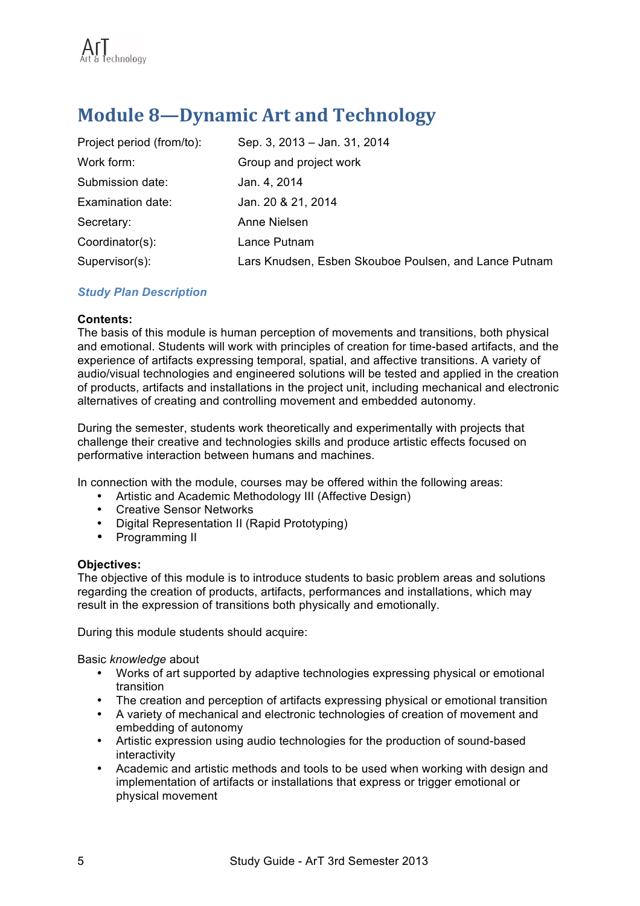# Module 8—Dynamic Art and Technology

| | |
|---|---|
| Project period (from/to): | Sep. 3, 2013 – Jan. 31, 2014 |
| Work form: | Group and project work |
| Submission date: | Jan. 4, 2014 |
| Examination date: | Jan. 20 & 21, 2014 |
| Secretary: | Anne Nielsen |
| Coordinator(s): | Lance Putnam |
| Supervisor(s): | Lars Knudsen, Esben Skouboe Poulsen, and Lance Putnam |

### *Study Plan Description*

**Contents:**
The basis of this module is human perception of movements and transitions, both physical and emotional. Students will work with principles of creation for time-based artifacts, and the experience of artifacts expressing temporal, spatial, and affective transitions. A variety of audio/visual technologies and engineered solutions will be tested and applied in the creation of products, artifacts and installations in the project unit, including mechanical and electronic alternatives of creating and controlling movement and embedded autonomy.

During the semester, students work theoretically and experimentally with projects that challenge their creative and technologies skills and produce artistic effects focused on performative interaction between humans and machines.

In connection with the module, courses may be offered within the following areas:

- Artistic and Academic Methodology III (Affective Design)
- Creative Sensor Networks
- Digital Representation II (Rapid Prototyping)
- Programming II

**Objectives:**
The objective of this module is to introduce students to basic problem areas and solutions regarding the creation of products, artifacts, performances and installations, which may result in the expression of transitions both physically and emotionally.

During this module students should acquire:

Basic *knowledge* about

- Works of art supported by adaptive technologies expressing physical or emotional transition
- The creation and perception of artifacts expressing physical or emotional transition
- A variety of mechanical and electronic technologies of creation of movement and embedding of autonomy
- Artistic expression using audio technologies for the production of sound-based interactivity
- Academic and artistic methods and tools to be used when working with design and implementation of artifacts or installations that express or trigger emotional or physical movement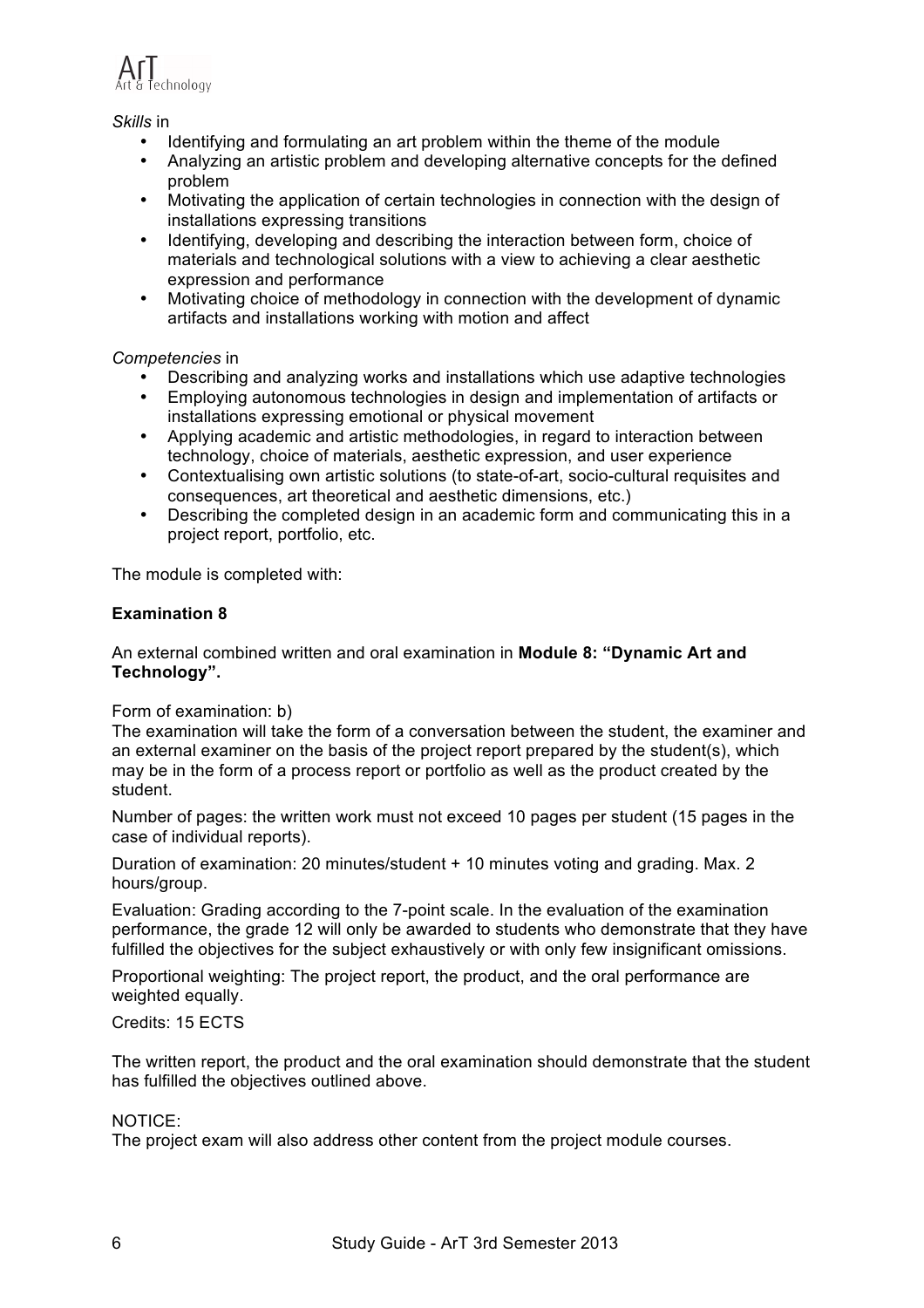*Skills* in

- Identifying and formulating an art problem within the theme of the module
- Analyzing an artistic problem and developing alternative concepts for the defined problem
- Motivating the application of certain technologies in connection with the design of installations expressing transitions
- Identifying, developing and describing the interaction between form, choice of materials and technological solutions with a view to achieving a clear aesthetic expression and performance
- Motivating choice of methodology in connection with the development of dynamic artifacts and installations working with motion and affect

*Competencies* in

- Describing and analyzing works and installations which use adaptive technologies
- Employing autonomous technologies in design and implementation of artifacts or installations expressing emotional or physical movement
- Applying academic and artistic methodologies, in regard to interaction between technology, choice of materials, aesthetic expression, and user experience
- Contextualising own artistic solutions (to state-of-art, socio-cultural requisites and consequences, art theoretical and aesthetic dimensions, etc.)
- Describing the completed design in an academic form and communicating this in a project report, portfolio, etc.

The module is completed with:

**Examination 8**

An external combined written and oral examination in **Module 8: "Dynamic Art and Technology".**

Form of examination: b)
The examination will take the form of a conversation between the student, the examiner and an external examiner on the basis of the project report prepared by the student(s), which may be in the form of a process report or portfolio as well as the product created by the student.

Number of pages: the written work must not exceed 10 pages per student (15 pages in the case of individual reports).

Duration of examination: 20 minutes/student + 10 minutes voting and grading. Max. 2 hours/group.

Evaluation: Grading according to the 7-point scale. In the evaluation of the examination performance, the grade 12 will only be awarded to students who demonstrate that they have fulfilled the objectives for the subject exhaustively or with only few insignificant omissions.

Proportional weighting: The project report, the product, and the oral performance are weighted equally.

Credits: 15 ECTS

The written report, the product and the oral examination should demonstrate that the student has fulfilled the objectives outlined above.

NOTICE:
The project exam will also address other content from the project module courses.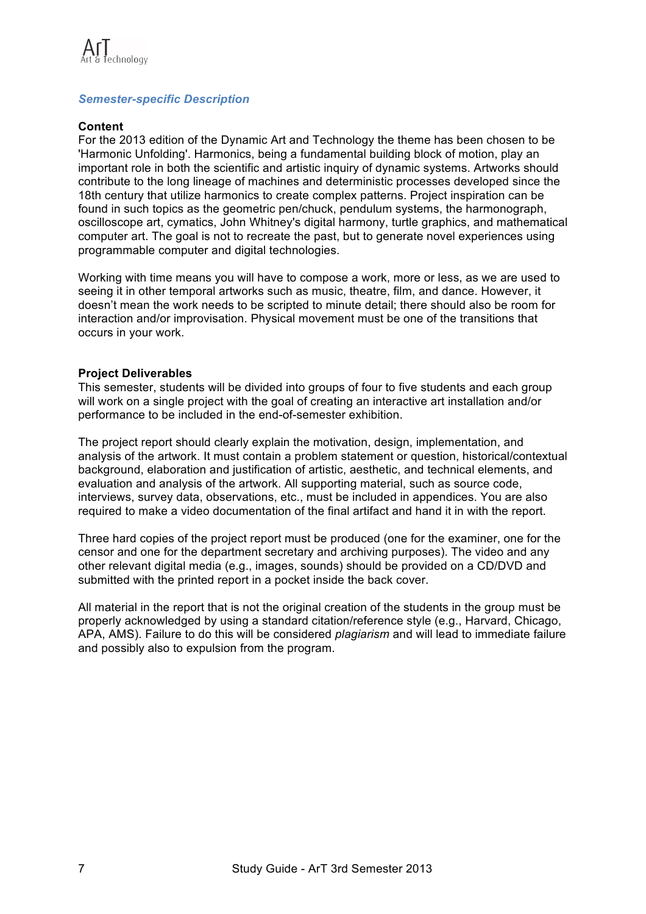### *Semester-specific Description*

**Content**

For the 2013 edition of the Dynamic Art and Technology the theme has been chosen to be 'Harmonic Unfolding'. Harmonics, being a fundamental building block of motion, play an important role in both the scientific and artistic inquiry of dynamic systems. Artworks should contribute to the long lineage of machines and deterministic processes developed since the 18th century that utilize harmonics to create complex patterns. Project inspiration can be found in such topics as the geometric pen/chuck, pendulum systems, the harmonograph, oscilloscope art, cymatics, John Whitney's digital harmony, turtle graphics, and mathematical computer art. The goal is not to recreate the past, but to generate novel experiences using programmable computer and digital technologies.

Working with time means you will have to compose a work, more or less, as we are used to seeing it in other temporal artworks such as music, theatre, film, and dance. However, it doesn't mean the work needs to be scripted to minute detail; there should also be room for interaction and/or improvisation. Physical movement must be one of the transitions that occurs in your work.

**Project Deliverables**

This semester, students will be divided into groups of four to five students and each group will work on a single project with the goal of creating an interactive art installation and/or performance to be included in the end-of-semester exhibition.

The project report should clearly explain the motivation, design, implementation, and analysis of the artwork. It must contain a problem statement or question, historical/contextual background, elaboration and justification of artistic, aesthetic, and technical elements, and evaluation and analysis of the artwork. All supporting material, such as source code, interviews, survey data, observations, etc., must be included in appendices. You are also required to make a video documentation of the final artifact and hand it in with the report.

Three hard copies of the project report must be produced (one for the examiner, one for the censor and one for the department secretary and archiving purposes). The video and any other relevant digital media (e.g., images, sounds) should be provided on a CD/DVD and submitted with the printed report in a pocket inside the back cover.

All material in the report that is not the original creation of the students in the group must be properly acknowledged by using a standard citation/reference style (e.g., Harvard, Chicago, APA, AMS). Failure to do this will be considered *plagiarism* and will lead to immediate failure and possibly also to expulsion from the program.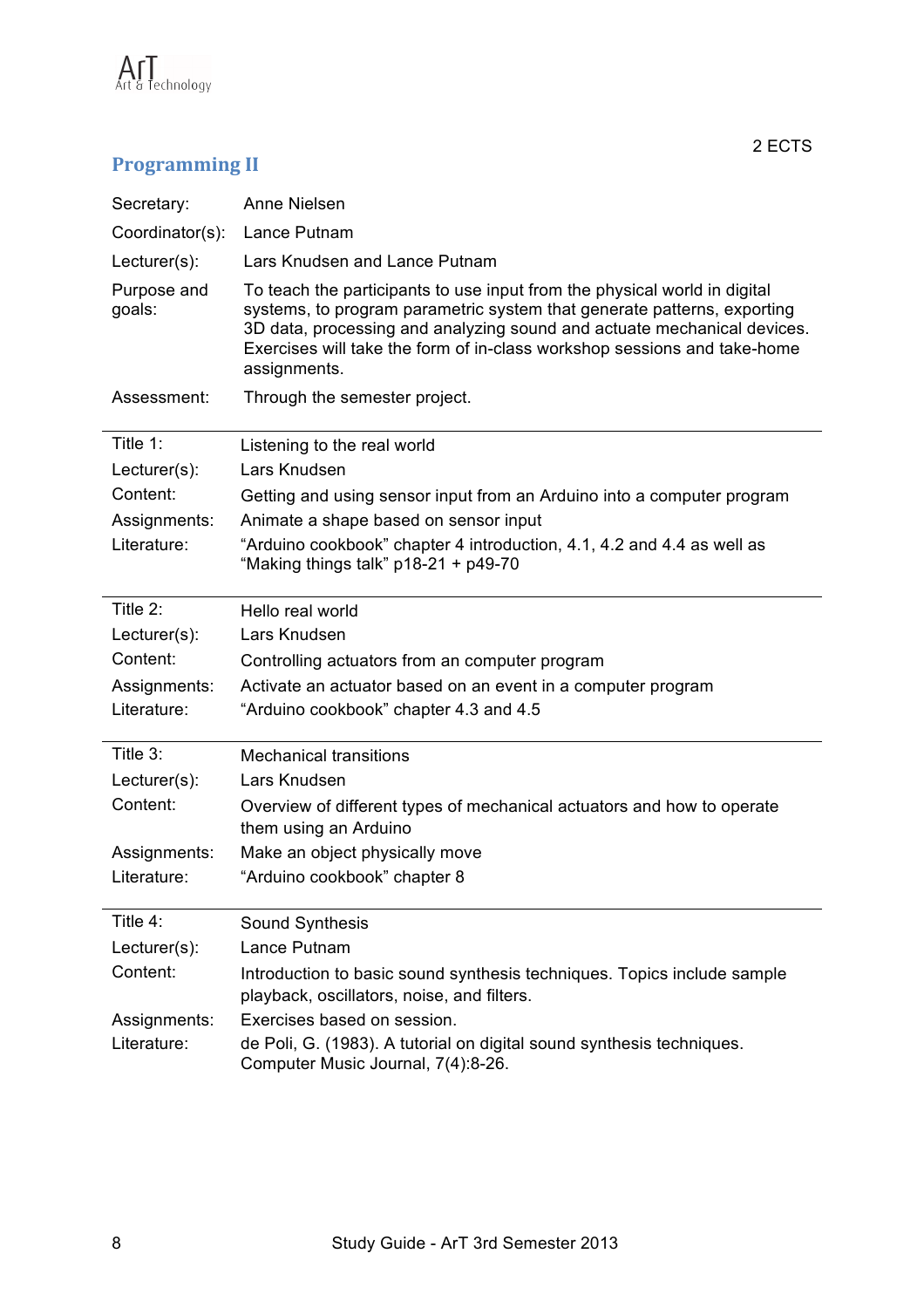## Programming II

2 ECTS

| | |
|---|---|
| Secretary: | Anne Nielsen |
| Coordinator(s): | Lance Putnam |
| Lecturer(s): | Lars Knudsen and Lance Putnam |
| Purpose and goals: | To teach the participants to use input from the physical world in digital systems, to program parametric system that generate patterns, exporting 3D data, processing and analyzing sound and actuate mechanical devices. Exercises will take the form of in-class workshop sessions and take-home assignments. |
| Assessment: | Through the semester project. |

| | |
|---|---|
| Title 1: | Listening to the real world |
| Lecturer(s): | Lars Knudsen |
| Content: | Getting and using sensor input from an Arduino into a computer program |
| Assignments: | Animate a shape based on sensor input |
| Literature: | "Arduino cookbook" chapter 4 introduction, 4.1, 4.2 and 4.4 as well as "Making things talk" p18-21 + p49-70 |

| | |
|---|---|
| Title 2: | Hello real world |
| Lecturer(s): | Lars Knudsen |
| Content: | Controlling actuators from an computer program |
| Assignments: | Activate an actuator based on an event in a computer program |
| Literature: | "Arduino cookbook" chapter 4.3 and 4.5 |

| | |
|---|---|
| Title 3: | Mechanical transitions |
| Lecturer(s): | Lars Knudsen |
| Content: | Overview of different types of mechanical actuators and how to operate them using an Arduino |
| Assignments: | Make an object physically move |
| Literature: | "Arduino cookbook" chapter 8 |

| | |
|---|---|
| Title 4: | Sound Synthesis |
| Lecturer(s): | Lance Putnam |
| Content: | Introduction to basic sound synthesis techniques. Topics include sample playback, oscillators, noise, and filters. |
| Assignments: | Exercises based on session. |
| Literature: | de Poli, G. (1983). A tutorial on digital sound synthesis techniques. Computer Music Journal, 7(4):8-26. |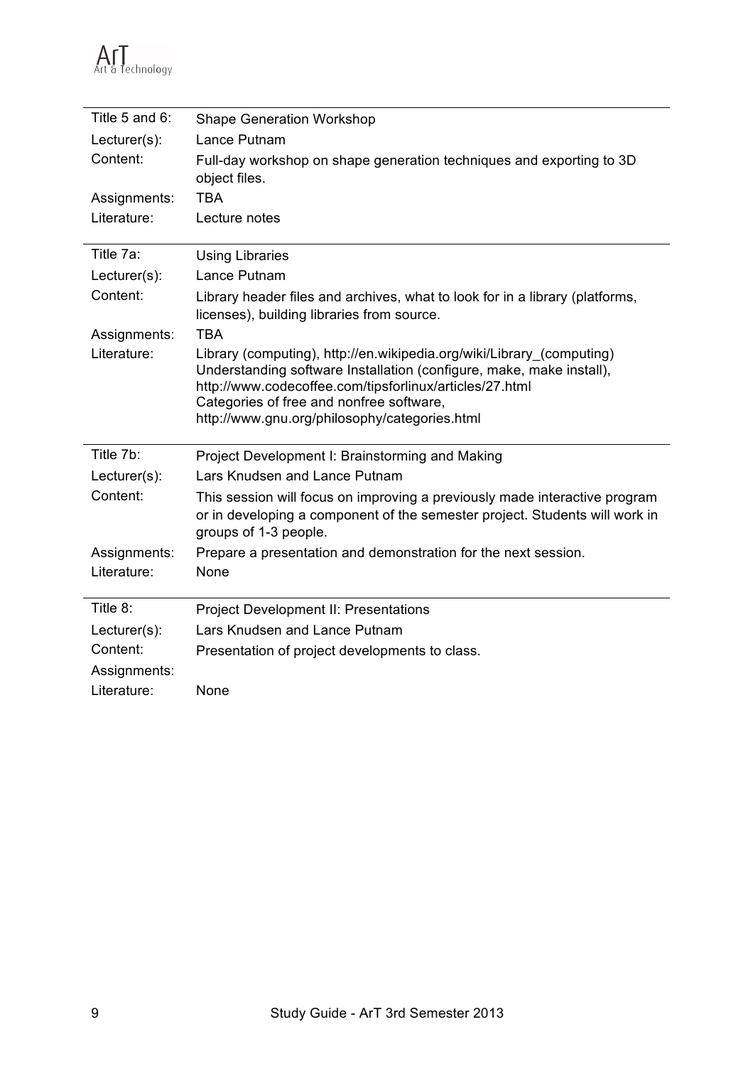| | |
|---|---|
| Title 5 and 6: | Shape Generation Workshop |
| Lecturer(s): | Lance Putnam |
| Content: | Full-day workshop on shape generation techniques and exporting to 3D object files. |
| Assignments: | TBA |
| Literature: | Lecture notes |

| | |
|---|---|
| Title 7a: | Using Libraries |
| Lecturer(s): | Lance Putnam |
| Content: | Library header files and archives, what to look for in a library (platforms, licenses), building libraries from source. |
| Assignments: | TBA |
| Literature: | Library (computing), http://en.wikipedia.org/wiki/Library_(computing) Understanding software Installation (configure, make, make install), http://www.codecoffee.com/tipsforlinux/articles/27.html Categories of free and nonfree software, http://www.gnu.org/philosophy/categories.html |

| | |
|---|---|
| Title 7b: | Project Development I: Brainstorming and Making |
| Lecturer(s): | Lars Knudsen and Lance Putnam |
| Content: | This session will focus on improving a previously made interactive program or in developing a component of the semester project. Students will work in groups of 1-3 people. |
| Assignments: | Prepare a presentation and demonstration for the next session. |
| Literature: | None |

| | |
|---|---|
| Title 8: | Project Development II: Presentations |
| Lecturer(s): | Lars Knudsen and Lance Putnam |
| Content: | Presentation of project developments to class. |
| Assignments: | |
| Literature: | None |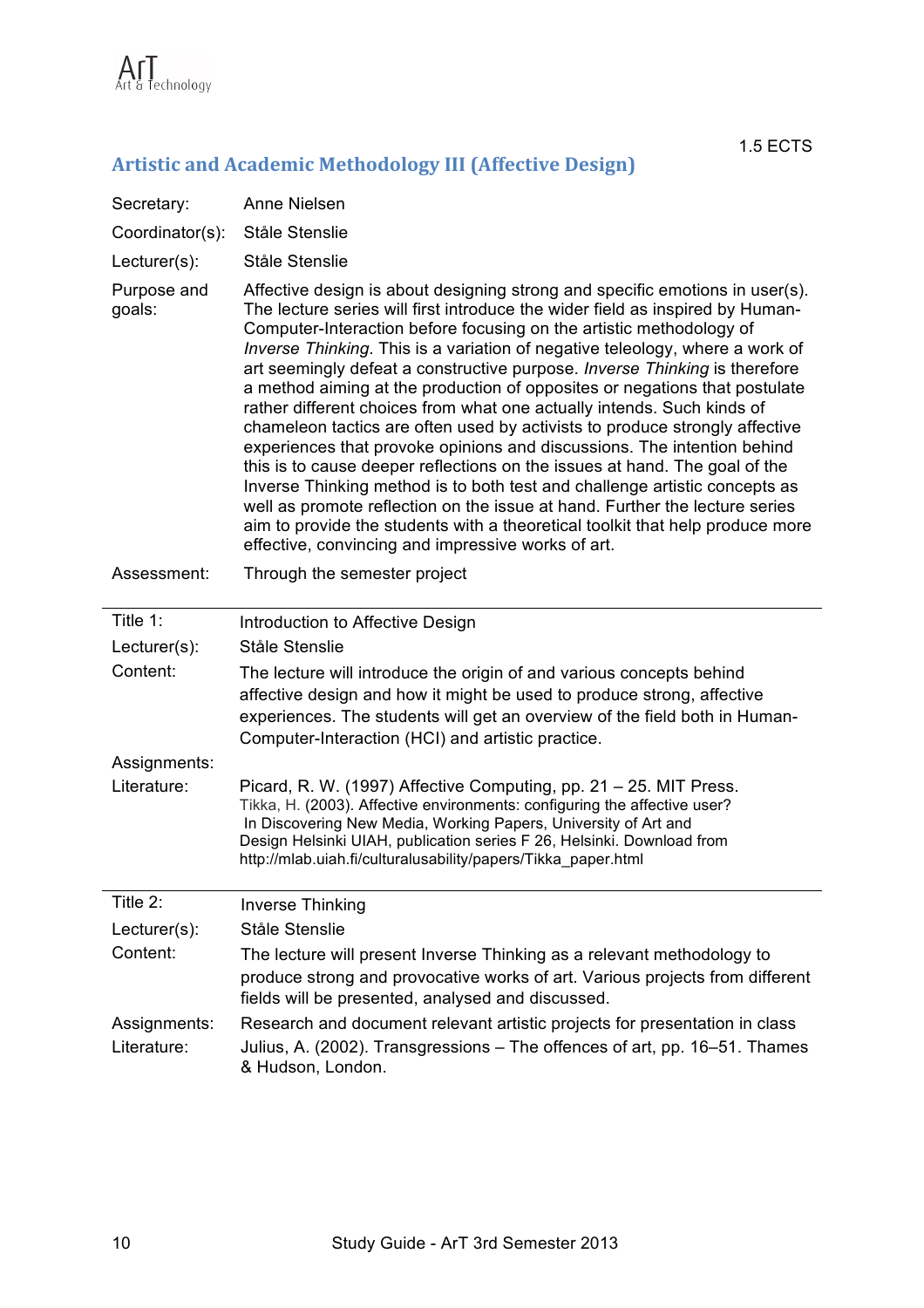## Artistic and Academic Methodology III (Affective Design)

1.5 ECTS

| | |
|---|---|
| Secretary: | Anne Nielsen |
| Coordinator(s): | Ståle Stenslie |
| Lecturer(s): | Ståle Stenslie |
| Purpose and goals: | Affective design is about designing strong and specific emotions in user(s). The lecture series will first introduce the wider field as inspired by Human-Computer-Interaction before focusing on the artistic methodology of *Inverse Thinking*. This is a variation of negative teleology, where a work of art seemingly defeat a constructive purpose. *Inverse Thinking* is therefore a method aiming at the production of opposites or negations that postulate rather different choices from what one actually intends. Such kinds of chameleon tactics are often used by activists to produce strongly affective experiences that provoke opinions and discussions. The intention behind this is to cause deeper reflections on the issues at hand. The goal of the Inverse Thinking method is to both test and challenge artistic concepts as well as promote reflection on the issue at hand. Further the lecture series aim to provide the students with a theoretical toolkit that help produce more effective, convincing and impressive works of art. |
| Assessment: | Through the semester project |

| | |
|---|---|
| Title 1: | Introduction to Affective Design |
| Lecturer(s): | Ståle Stenslie |
| Content: | The lecture will introduce the origin of and various concepts behind affective design and how it might be used to produce strong, affective experiences. The students will get an overview of the field both in Human-Computer-Interaction (HCI) and artistic practice. |
| Assignments: | |
| Literature: | Picard, R. W. (1997) Affective Computing, pp. 21 – 25. MIT Press. Tikka, H. (2003). Affective environments: configuring the affective user? In Discovering New Media, Working Papers, University of Art and Design Helsinki UIAH, publication series F 26, Helsinki. Download from http://mlab.uiah.fi/culturalusability/papers/Tikka_paper.html |

| | |
|---|---|
| Title 2: | Inverse Thinking |
| Lecturer(s): | Ståle Stenslie |
| Content: | The lecture will present Inverse Thinking as a relevant methodology to produce strong and provocative works of art. Various projects from different fields will be presented, analysed and discussed. |
| Assignments: | Research and document relevant artistic projects for presentation in class |
| Literature: | Julius, A. (2002). Transgressions – The offences of art, pp. 16–51. Thames & Hudson, London. |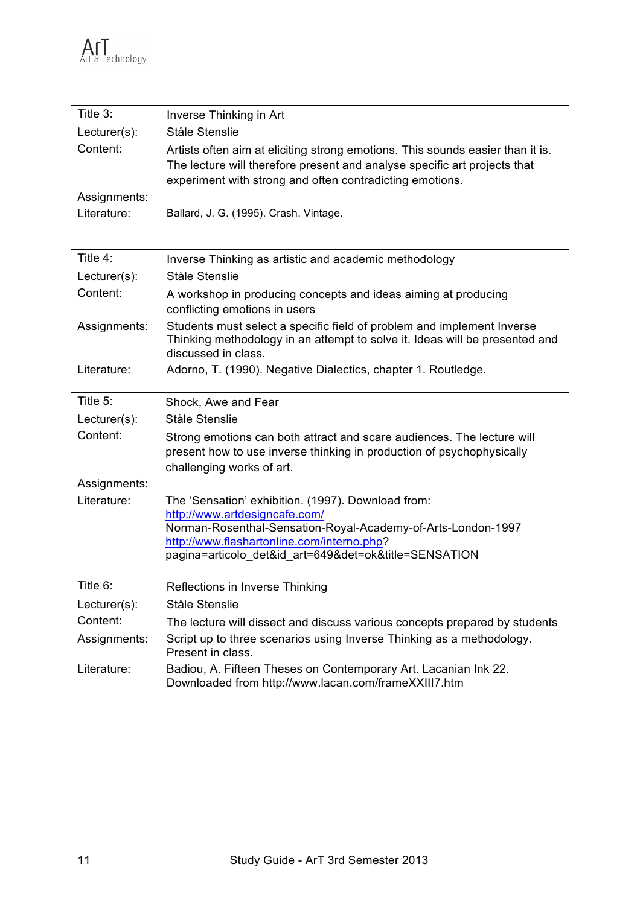| | |
|---|---|
| Title 3: | Inverse Thinking in Art |
| Lecturer(s): | Ståle Stenslie |
| Content: | Artists often aim at eliciting strong emotions. This sounds easier than it is. The lecture will therefore present and analyse specific art projects that experiment with strong and often contradicting emotions. |
| Assignments: | |
| Literature: | Ballard, J. G. (1995). Crash. Vintage. |

| | |
|---|---|
| Title 4: | Inverse Thinking as artistic and academic methodology |
| Lecturer(s): | Ståle Stenslie |
| Content: | A workshop in producing concepts and ideas aiming at producing conflicting emotions in users |
| Assignments: | Students must select a specific field of problem and implement Inverse Thinking methodology in an attempt to solve it. Ideas will be presented and discussed in class. |
| Literature: | Adorno, T. (1990). Negative Dialectics, chapter 1. Routledge. |

| | |
|---|---|
| Title 5: | Shock, Awe and Fear |
| Lecturer(s): | Ståle Stenslie |
| Content: | Strong emotions can both attract and scare audiences. The lecture will present how to use inverse thinking in production of psychophysically challenging works of art. |
| Assignments: | |
| Literature: | The 'Sensation' exhibition. (1997). Download from: http://www.artdesigncafe.com/Norman-Rosenthal-Sensation-Royal-Academy-of-Arts-London-1997 http://www.flashartonline.com/interno.php?pagina=articolo_det&id_art=649&det=ok&title=SENSATION |

| | |
|---|---|
| Title 6: | Reflections in Inverse Thinking |
| Lecturer(s): | Ståle Stenslie |
| Content: | The lecture will dissect and discuss various concepts prepared by students |
| Assignments: | Script up to three scenarios using Inverse Thinking as a methodology. Present in class. |
| Literature: | Badiou, A. Fifteen Theses on Contemporary Art. Lacanian Ink 22. Downloaded from http://www.lacan.com/frameXXIII7.htm |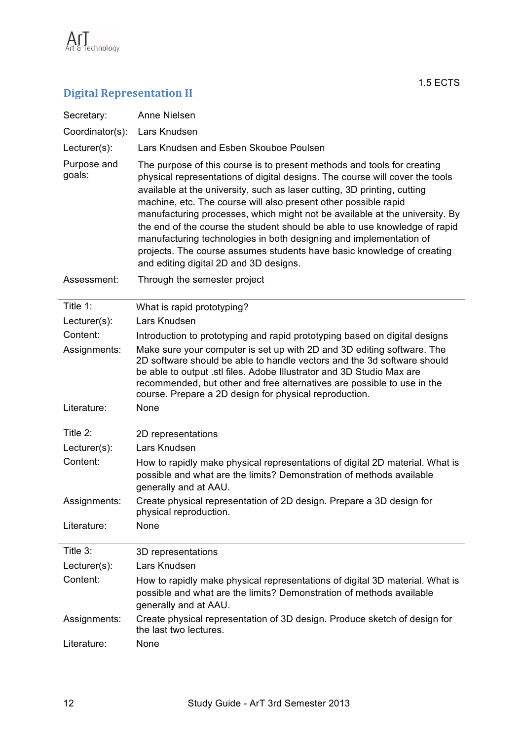1.5 ECTS

## Digital Representation II

| | |
|---|---|
| Secretary: | Anne Nielsen |
| Coordinator(s): | Lars Knudsen |
| Lecturer(s): | Lars Knudsen and Esben Skouboe Poulsen |
| Purpose and goals: | The purpose of this course is to present methods and tools for creating physical representations of digital designs. The course will cover the tools available at the university, such as laser cutting, 3D printing, cutting machine, etc. The course will also present other possible rapid manufacturing processes, which might not be available at the university. By the end of the course the student should be able to use knowledge of rapid manufacturing technologies in both designing and implementation of projects. The course assumes students have basic knowledge of creating and editing digital 2D and 3D designs. |
| Assessment: | Through the semester project |

| | |
|---|---|
| Title 1: | What is rapid prototyping? |
| Lecturer(s): | Lars Knudsen |
| Content: | Introduction to prototyping and rapid prototyping based on digital designs |
| Assignments: | Make sure your computer is set up with 2D and 3D editing software. The 2D software should be able to handle vectors and the 3d software should be able to output .stl files. Adobe Illustrator and 3D Studio Max are recommended, but other and free alternatives are possible to use in the course. Prepare a 2D design for physical reproduction. |
| Literature: | None |

| | |
|---|---|
| Title 2: | 2D representations |
| Lecturer(s): | Lars Knudsen |
| Content: | How to rapidly make physical representations of digital 2D material. What is possible and what are the limits? Demonstration of methods available generally and at AAU. |
| Assignments: | Create physical representation of 2D design. Prepare a 3D design for physical reproduction. |
| Literature: | None |

| | |
|---|---|
| Title 3: | 3D representations |
| Lecturer(s): | Lars Knudsen |
| Content: | How to rapidly make physical representations of digital 3D material. What is possible and what are the limits? Demonstration of methods available generally and at AAU. |
| Assignments: | Create physical representation of 3D design. Produce sketch of design for the last two lectures. |
| Literature: | None |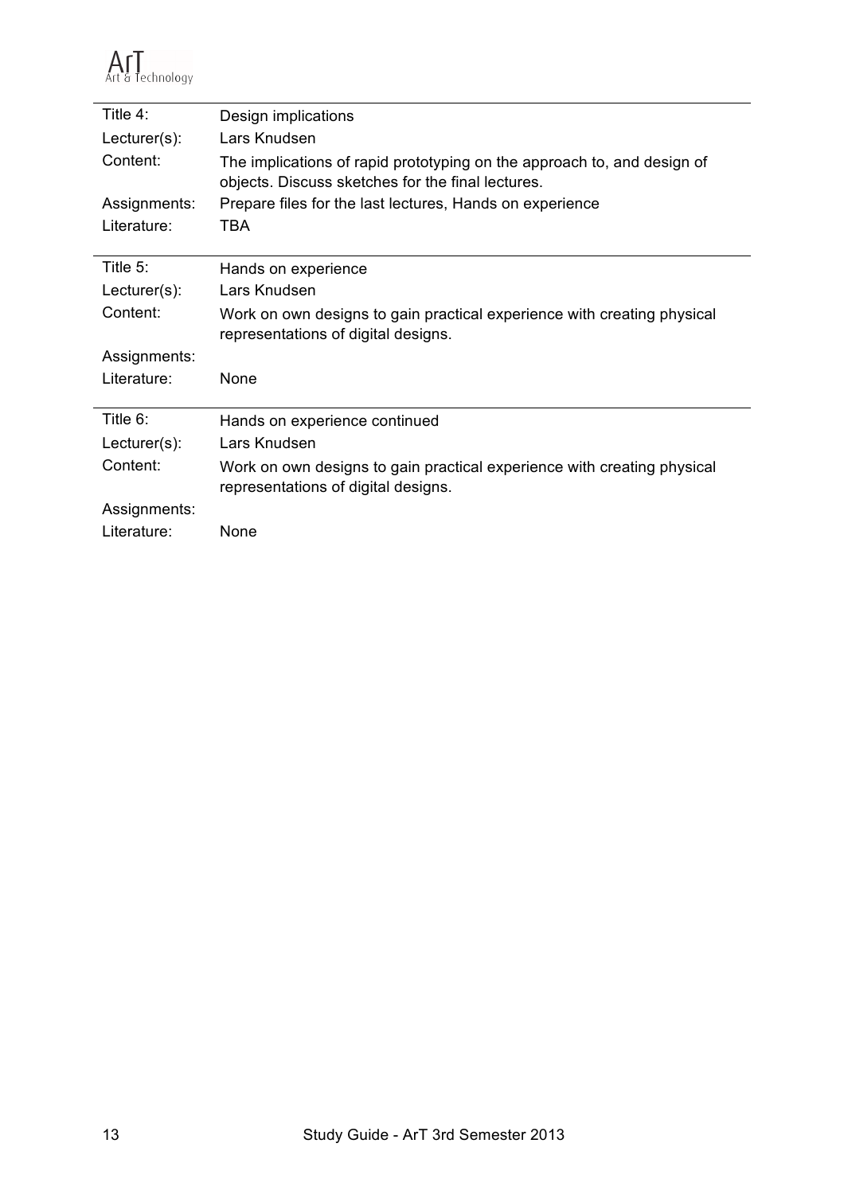| | |
|---|---|
| Title 4: | Design implications |
| Lecturer(s): | Lars Knudsen |
| Content: | The implications of rapid prototyping on the approach to, and design of objects. Discuss sketches for the final lectures. |
| Assignments: | Prepare files for the last lectures, Hands on experience |
| Literature: | TBA |

| | |
|---|---|
| Title 5: | Hands on experience |
| Lecturer(s): | Lars Knudsen |
| Content: | Work on own designs to gain practical experience with creating physical representations of digital designs. |
| Assignments: | |
| Literature: | None |

| | |
|---|---|
| Title 6: | Hands on experience continued |
| Lecturer(s): | Lars Knudsen |
| Content: | Work on own designs to gain practical experience with creating physical representations of digital designs. |
| Assignments: | |
| Literature: | None |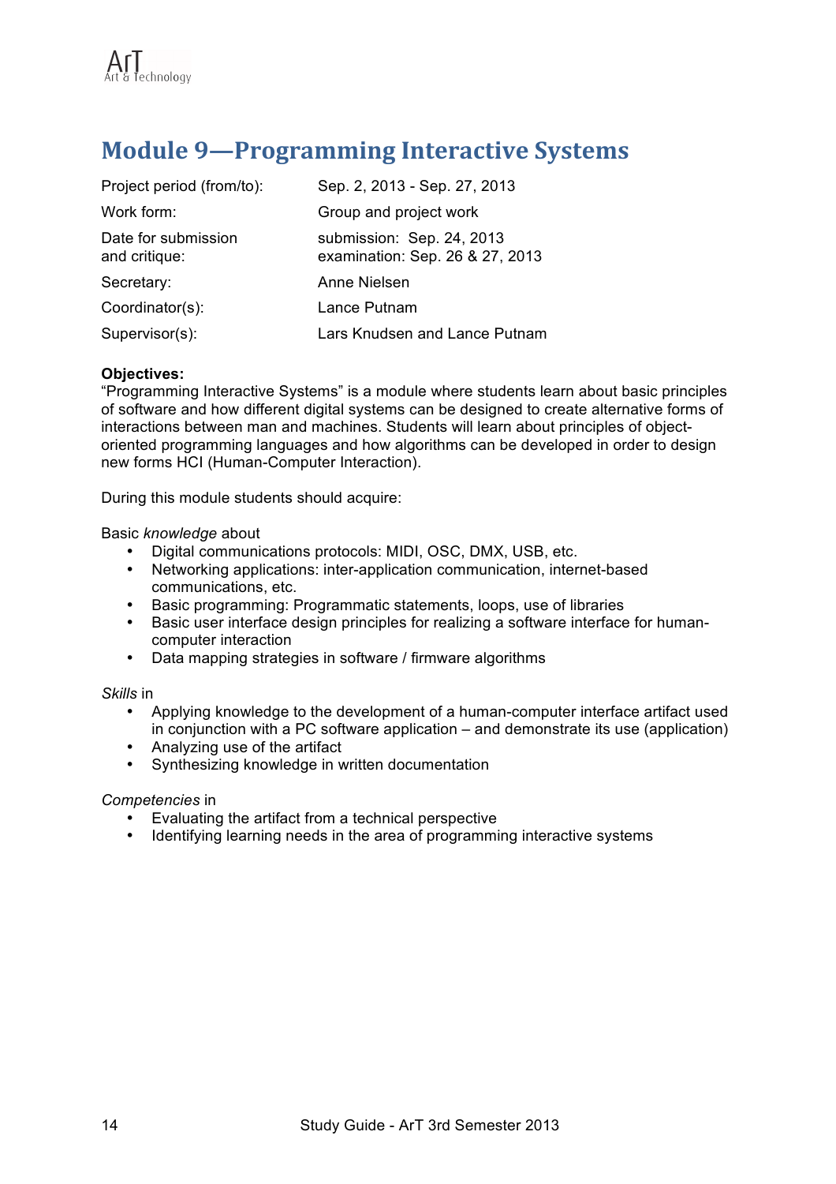# Module 9—Programming Interactive Systems

| | |
|---|---|
| Project period (from/to): | Sep. 2, 2013 - Sep. 27, 2013 |
| Work form: | Group and project work |
| Date for submission and critique: | submission: Sep. 24, 2013<br>examination: Sep. 26 & 27, 2013 |
| Secretary: | Anne Nielsen |
| Coordinator(s): | Lance Putnam |
| Supervisor(s): | Lars Knudsen and Lance Putnam |

**Objectives:**
"Programming Interactive Systems" is a module where students learn about basic principles of software and how different digital systems can be designed to create alternative forms of interactions between man and machines. Students will learn about principles of object-oriented programming languages and how algorithms can be developed in order to design new forms HCI (Human-Computer Interaction).

During this module students should acquire:

Basic *knowledge* about

- Digital communications protocols: MIDI, OSC, DMX, USB, etc.
- Networking applications: inter-application communication, internet-based communications, etc.
- Basic programming: Programmatic statements, loops, use of libraries
- Basic user interface design principles for realizing a software interface for human-computer interaction
- Data mapping strategies in software / firmware algorithms

*Skills* in

- Applying knowledge to the development of a human-computer interface artifact used in conjunction with a PC software application – and demonstrate its use (application)
- Analyzing use of the artifact
- Synthesizing knowledge in written documentation

*Competencies* in

- Evaluating the artifact from a technical perspective
- Identifying learning needs in the area of programming interactive systems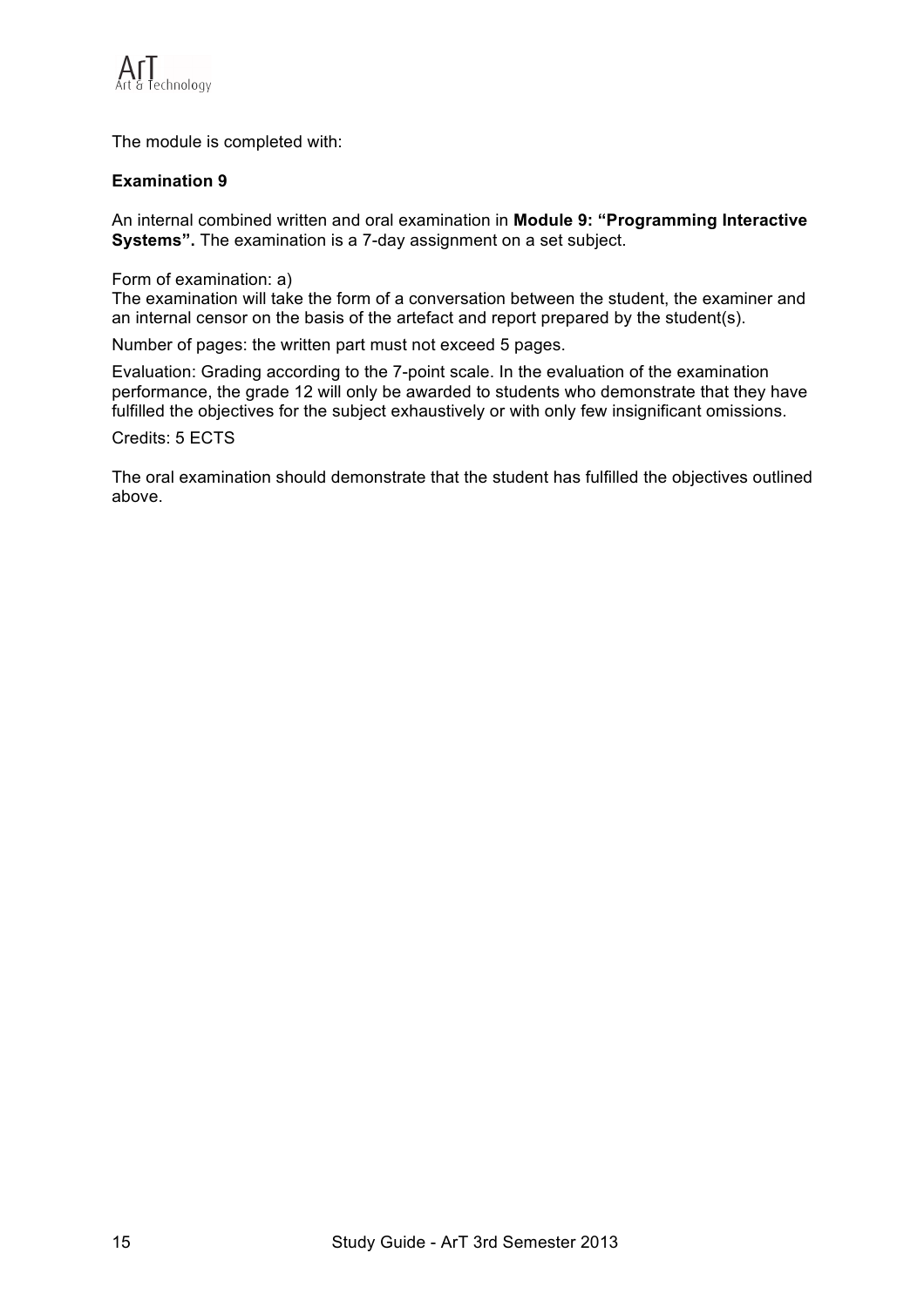The module is completed with:

**Examination 9**

An internal combined written and oral examination in **Module 9: "Programming Interactive Systems".** The examination is a 7-day assignment on a set subject.

Form of examination: a)
The examination will take the form of a conversation between the student, the examiner and an internal censor on the basis of the artefact and report prepared by the student(s).

Number of pages: the written part must not exceed 5 pages.

Evaluation: Grading according to the 7-point scale. In the evaluation of the examination performance, the grade 12 will only be awarded to students who demonstrate that they have fulfilled the objectives for the subject exhaustively or with only few insignificant omissions.

Credits: 5 ECTS

The oral examination should demonstrate that the student has fulfilled the objectives outlined above.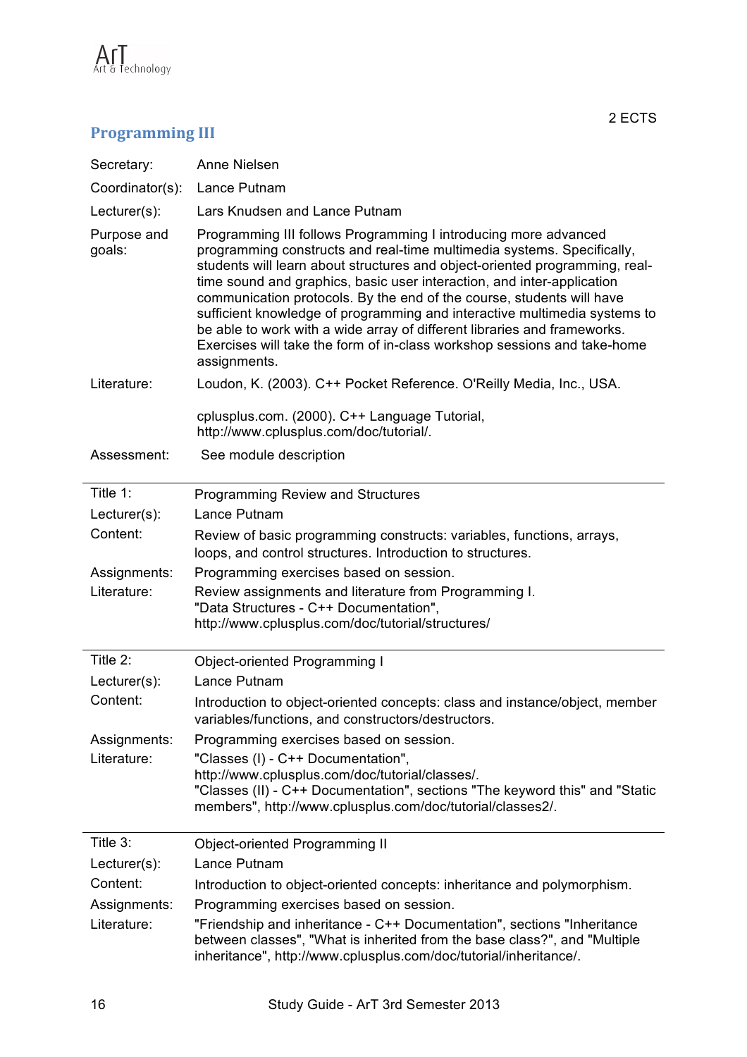2 ECTS

## Programming III

| | |
|---|---|
| Secretary: | Anne Nielsen |
| Coordinator(s): | Lance Putnam |
| Lecturer(s): | Lars Knudsen and Lance Putnam |
| Purpose and goals: | Programming III follows Programming I introducing more advanced programming constructs and real-time multimedia systems. Specifically, students will learn about structures and object-oriented programming, real-time sound and graphics, basic user interaction, and inter-application communication protocols. By the end of the course, students will have sufficient knowledge of programming and interactive multimedia systems to be able to work with a wide array of different libraries and frameworks. Exercises will take the form of in-class workshop sessions and take-home assignments. |
| Literature: | Loudon, K. (2003). C++ Pocket Reference. O'Reilly Media, Inc., USA.<br><br>cplusplus.com. (2000). C++ Language Tutorial, http://www.cplusplus.com/doc/tutorial/. |
| Assessment: | See module description |

| | |
|---|---|
| Title 1: | Programming Review and Structures |
| Lecturer(s): | Lance Putnam |
| Content: | Review of basic programming constructs: variables, functions, arrays, loops, and control structures. Introduction to structures. |
| Assignments: | Programming exercises based on session. |
| Literature: | Review assignments and literature from Programming I.<br>"Data Structures - C++ Documentation", http://www.cplusplus.com/doc/tutorial/structures/ |

| | |
|---|---|
| Title 2: | Object-oriented Programming I |
| Lecturer(s): | Lance Putnam |
| Content: | Introduction to object-oriented concepts: class and instance/object, member variables/functions, and constructors/destructors. |
| Assignments: | Programming exercises based on session. |
| Literature: | "Classes (I) - C++ Documentation", http://www.cplusplus.com/doc/tutorial/classes/.<br>"Classes (II) - C++ Documentation", sections "The keyword this" and "Static members", http://www.cplusplus.com/doc/tutorial/classes2/. |

| | |
|---|---|
| Title 3: | Object-oriented Programming II |
| Lecturer(s): | Lance Putnam |
| Content: | Introduction to object-oriented concepts: inheritance and polymorphism. |
| Assignments: | Programming exercises based on session. |
| Literature: | "Friendship and inheritance - C++ Documentation", sections "Inheritance between classes", "What is inherited from the base class?", and "Multiple inheritance", http://www.cplusplus.com/doc/tutorial/inheritance/. |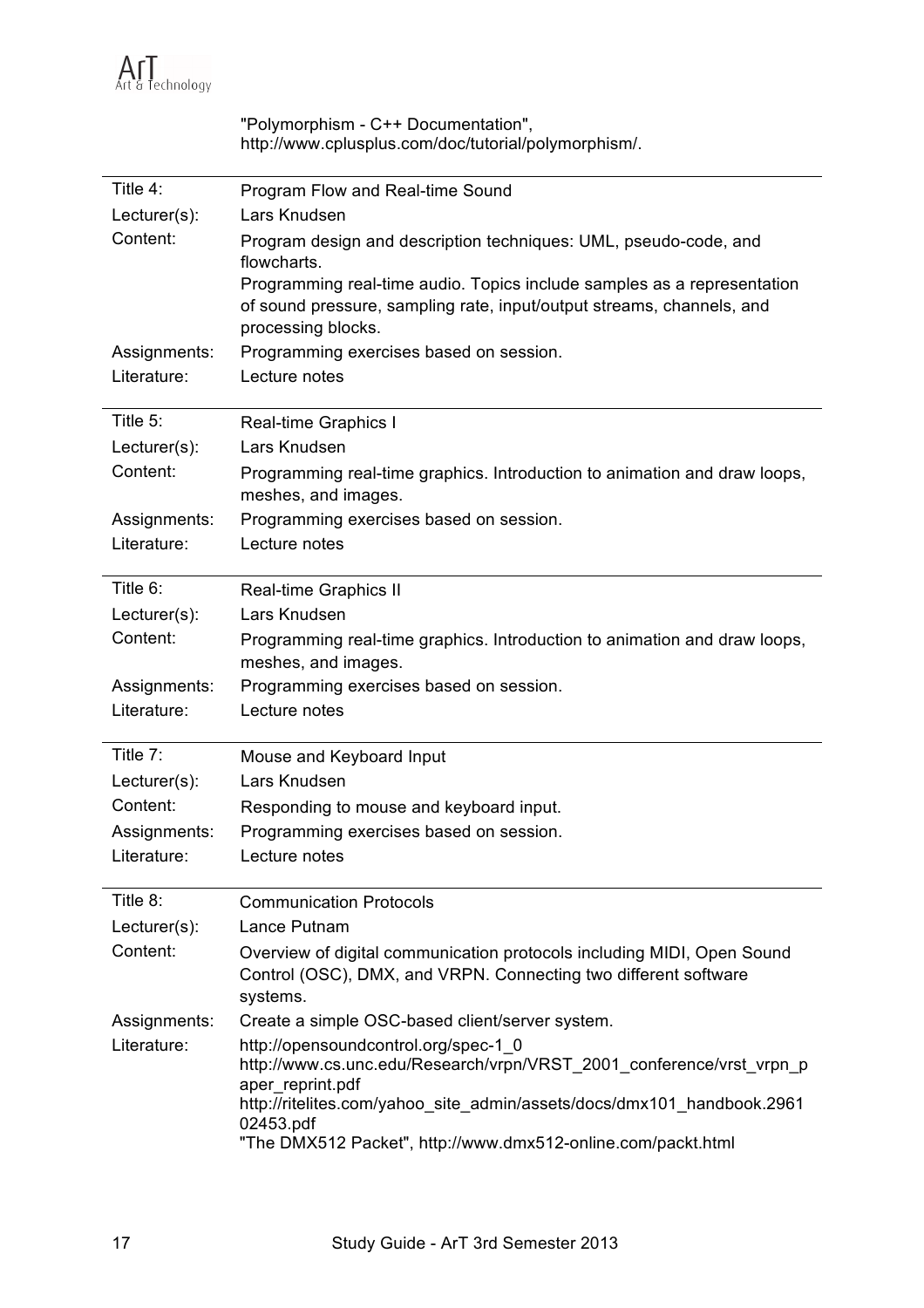"Polymorphism - C++ Documentation", http://www.cplusplus.com/doc/tutorial/polymorphism/.

| | |
|---|---|
| Title 4: | Program Flow and Real-time Sound |
| Lecturer(s): | Lars Knudsen |
| Content: | Program design and description techniques: UML, pseudo-code, and flowcharts.<br>Programming real-time audio. Topics include samples as a representation of sound pressure, sampling rate, input/output streams, channels, and processing blocks. |
| Assignments: | Programming exercises based on session. |
| Literature: | Lecture notes |

| | |
|---|---|
| Title 5: | Real-time Graphics I |
| Lecturer(s): | Lars Knudsen |
| Content: | Programming real-time graphics. Introduction to animation and draw loops, meshes, and images. |
| Assignments: | Programming exercises based on session. |
| Literature: | Lecture notes |

| | |
|---|---|
| Title 6: | Real-time Graphics II |
| Lecturer(s): | Lars Knudsen |
| Content: | Programming real-time graphics. Introduction to animation and draw loops, meshes, and images. |
| Assignments: | Programming exercises based on session. |
| Literature: | Lecture notes |

| | |
|---|---|
| Title 7: | Mouse and Keyboard Input |
| Lecturer(s): | Lars Knudsen |
| Content: | Responding to mouse and keyboard input. |
| Assignments: | Programming exercises based on session. |
| Literature: | Lecture notes |

| | |
|---|---|
| Title 8: | Communication Protocols |
| Lecturer(s): | Lance Putnam |
| Content: | Overview of digital communication protocols including MIDI, Open Sound Control (OSC), DMX, and VRPN. Connecting two different software systems. |
| Assignments: | Create a simple OSC-based client/server system. |
| Literature: | http://opensoundcontrol.org/spec-1_0<br>http://www.cs.unc.edu/Research/vrpn/VRST_2001_conference/vrst_vrpn_paper_reprint.pdf<br>http://ritelites.com/yahoo_site_admin/assets/docs/dmx101_handbook.296102453.pdf<br>"The DMX512 Packet", http://www.dmx512-online.com/packt.html |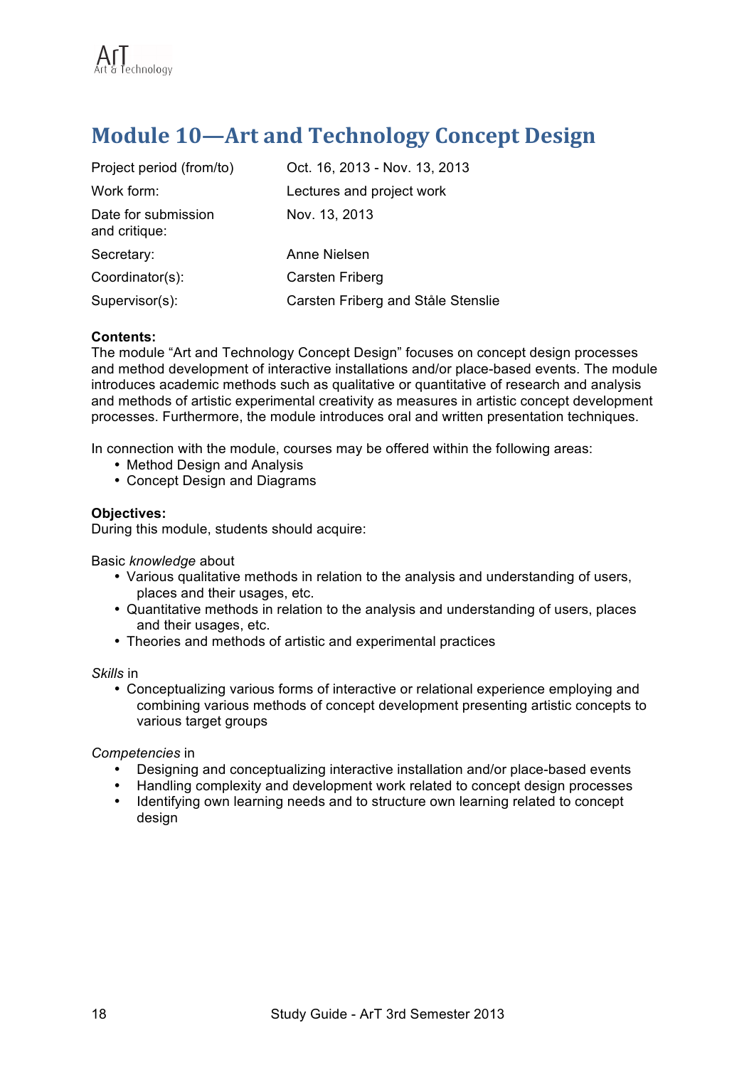# Module 10—Art and Technology Concept Design

| | |
|---|---|
| Project period (from/to) | Oct. 16, 2013 - Nov. 13, 2013 |
| Work form: | Lectures and project work |
| Date for submission and critique: | Nov. 13, 2013 |
| Secretary: | Anne Nielsen |
| Coordinator(s): | Carsten Friberg |
| Supervisor(s): | Carsten Friberg and Ståle Stenslie |

**Contents:**
The module "Art and Technology Concept Design" focuses on concept design processes and method development of interactive installations and/or place-based events. The module introduces academic methods such as qualitative or quantitative of research and analysis and methods of artistic experimental creativity as measures in artistic concept development processes. Furthermore, the module introduces oral and written presentation techniques.

In connection with the module, courses may be offered within the following areas:

- Method Design and Analysis
- Concept Design and Diagrams

**Objectives:**
During this module, students should acquire:

Basic *knowledge* about

- Various qualitative methods in relation to the analysis and understanding of users, places and their usages, etc.
- Quantitative methods in relation to the analysis and understanding of users, places and their usages, etc.
- Theories and methods of artistic and experimental practices

*Skills* in

- Conceptualizing various forms of interactive or relational experience employing and combining various methods of concept development presenting artistic concepts to various target groups

*Competencies* in

- Designing and conceptualizing interactive installation and/or place-based events
- Handling complexity and development work related to concept design processes
- Identifying own learning needs and to structure own learning related to concept design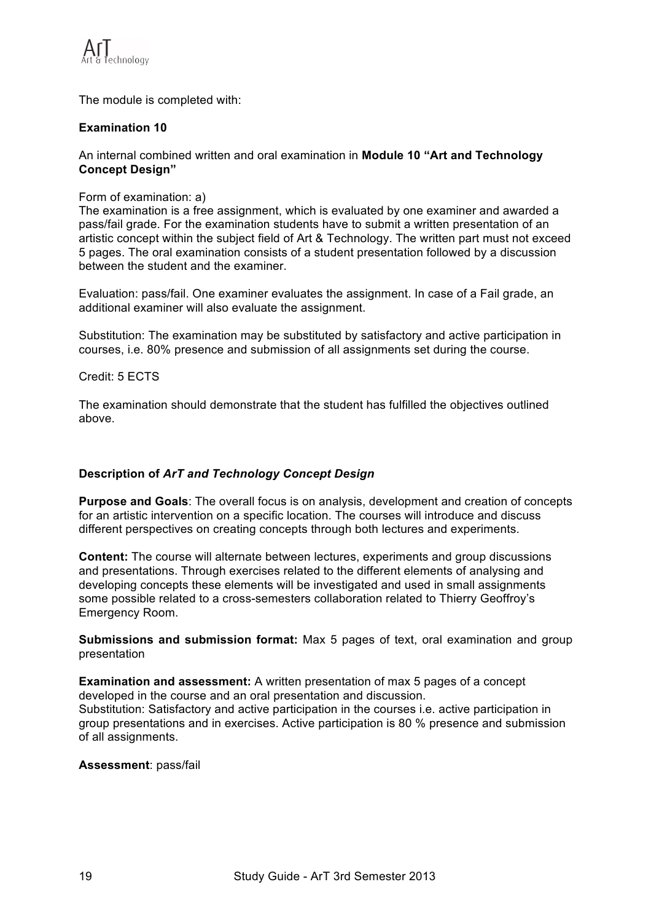The module is completed with:

**Examination 10**

An internal combined written and oral examination in **Module 10 "Art and Technology Concept Design"**

Form of examination: a)
The examination is a free assignment, which is evaluated by one examiner and awarded a pass/fail grade. For the examination students have to submit a written presentation of an artistic concept within the subject field of Art & Technology. The written part must not exceed 5 pages. The oral examination consists of a student presentation followed by a discussion between the student and the examiner.

Evaluation: pass/fail. One examiner evaluates the assignment. In case of a Fail grade, an additional examiner will also evaluate the assignment.

Substitution: The examination may be substituted by satisfactory and active participation in courses, i.e. 80% presence and submission of all assignments set during the course.

Credit: 5 ECTS

The examination should demonstrate that the student has fulfilled the objectives outlined above.

**Description of *ArT and Technology Concept Design***

**Purpose and Goals**: The overall focus is on analysis, development and creation of concepts for an artistic intervention on a specific location. The courses will introduce and discuss different perspectives on creating concepts through both lectures and experiments.

**Content:** The course will alternate between lectures, experiments and group discussions and presentations. Through exercises related to the different elements of analysing and developing concepts these elements will be investigated and used in small assignments some possible related to a cross-semesters collaboration related to Thierry Geoffroy's Emergency Room.

**Submissions and submission format:** Max 5 pages of text, oral examination and group presentation

**Examination and assessment:** A written presentation of max 5 pages of a concept developed in the course and an oral presentation and discussion.
Substitution: Satisfactory and active participation in the courses i.e. active participation in group presentations and in exercises. Active participation is 80 % presence and submission of all assignments.

**Assessment**: pass/fail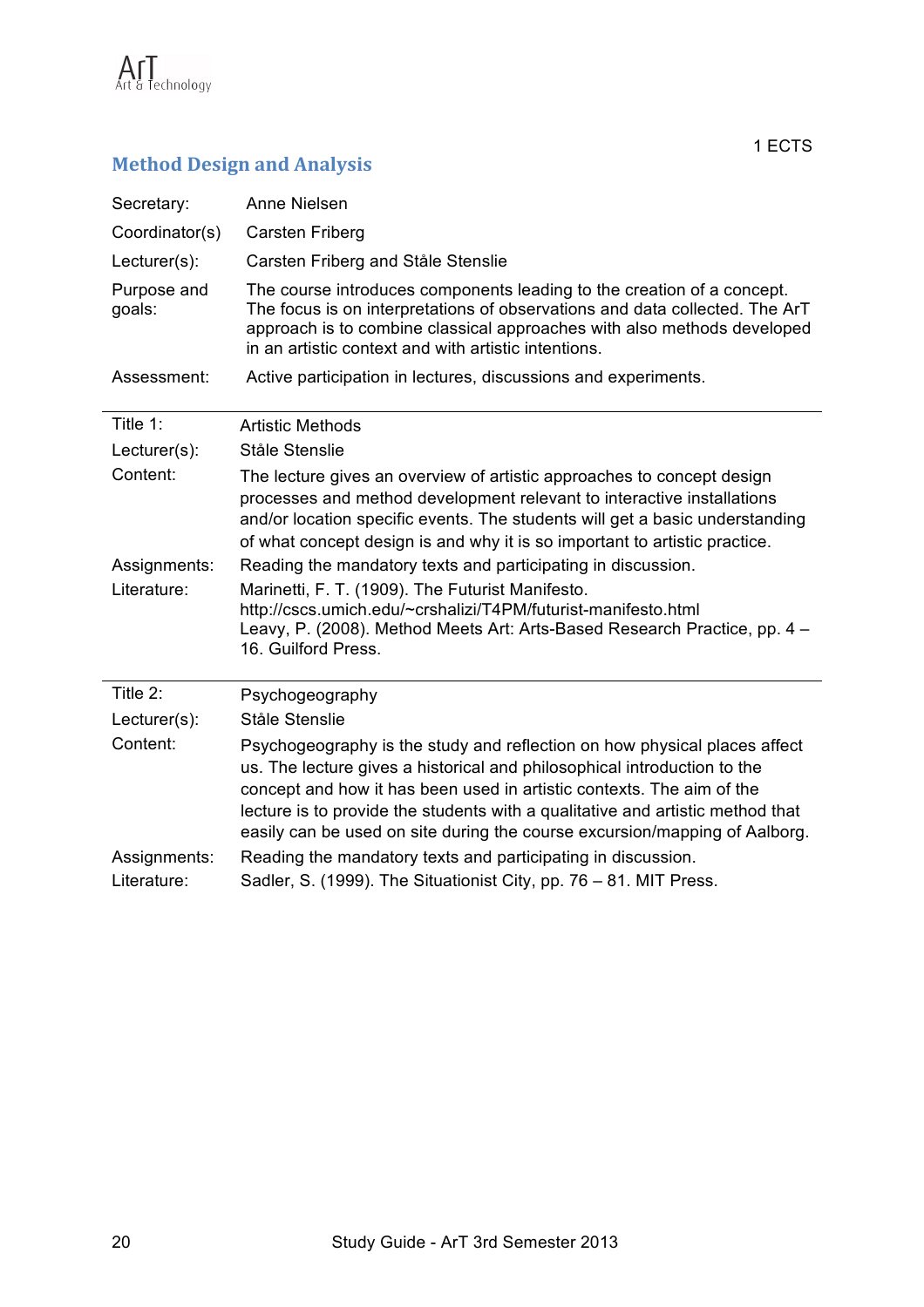1 ECTS

## Method Design and Analysis

| | |
|---|---|
| Secretary: | Anne Nielsen |
| Coordinator(s) | Carsten Friberg |
| Lecturer(s): | Carsten Friberg and Ståle Stenslie |
| Purpose and goals: | The course introduces components leading to the creation of a concept. The focus is on interpretations of observations and data collected. The ArT approach is to combine classical approaches with also methods developed in an artistic context and with artistic intentions. |
| Assessment: | Active participation in lectures, discussions and experiments. |

| | |
|---|---|
| Title 1: | Artistic Methods |
| Lecturer(s): | Ståle Stenslie |
| Content: | The lecture gives an overview of artistic approaches to concept design processes and method development relevant to interactive installations and/or location specific events. The students will get a basic understanding of what concept design is and why it is so important to artistic practice. |
| Assignments: | Reading the mandatory texts and participating in discussion. |
| Literature: | Marinetti, F. T. (1909). The Futurist Manifesto. http://cscs.umich.edu/~crshalizi/T4PM/futurist-manifesto.html<br>Leavy, P. (2008). Method Meets Art: Arts-Based Research Practice, pp. 4 – 16. Guilford Press. |

| | |
|---|---|
| Title 2: | Psychogeography |
| Lecturer(s): | Ståle Stenslie |
| Content: | Psychogeography is the study and reflection on how physical places affect us. The lecture gives a historical and philosophical introduction to the concept and how it has been used in artistic contexts. The aim of the lecture is to provide the students with a qualitative and artistic method that easily can be used on site during the course excursion/mapping of Aalborg. |
| Assignments: | Reading the mandatory texts and participating in discussion. |
| Literature: | Sadler, S. (1999). The Situationist City, pp. 76 – 81. MIT Press. |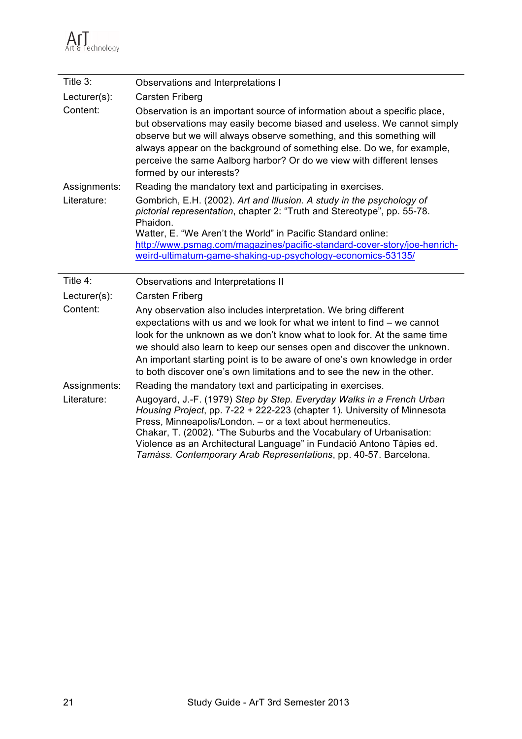| | |
|---|---|
| Title 3: | Observations and Interpretations I |
| Lecturer(s): | Carsten Friberg |
| Content: | Observation is an important source of information about a specific place, but observations may easily become biased and useless. We cannot simply observe but we will always observe something, and this something will always appear on the background of something else. Do we, for example, perceive the same Aalborg harbor? Or do we view with different lenses formed by our interests? |
| Assignments: | Reading the mandatory text and participating in exercises. |
| Literature: | Gombrich, E.H. (2002). *Art and Illusion. A study in the psychology of pictorial representation*, chapter 2: "Truth and Stereotype", pp. 55-78. Phaidon.<br>Watter, E. "We Aren't the World" in Pacific Standard online: [http://www.psmag.com/magazines/pacific-standard-cover-story/joe-henrich-weird-ultimatum-game-shaking-up-psychology-economics-53135/](http://www.psmag.com/magazines/pacific-standard-cover-story/joe-henrich-weird-ultimatum-game-shaking-up-psychology-economics-53135/) |

| | |
|---|---|
| Title 4: | Observations and Interpretations II |
| Lecturer(s): | Carsten Friberg |
| Content: | Any observation also includes interpretation. We bring different expectations with us and we look for what we intent to find – we cannot look for the unknown as we don't know what to look for. At the same time we should also learn to keep our senses open and discover the unknown. An important starting point is to be aware of one's own knowledge in order to both discover one's own limitations and to see the new in the other. |
| Assignments: | Reading the mandatory text and participating in exercises. |
| Literature: | Augoyard, J.-F. (1979) *Step by Step. Everyday Walks in a French Urban Housing Project*, pp. 7-22 + 222-223 (chapter 1). University of Minnesota Press, Minneapolis/London. – or a text about hermeneutics.<br>Chakar, T. (2002). "The Suburbs and the Vocabulary of Urbanisation: Violence as an Architectural Language" in Fundació Antono Tàpies ed. *Tamáss. Contemporary Arab Representations*, pp. 40-57. Barcelona. |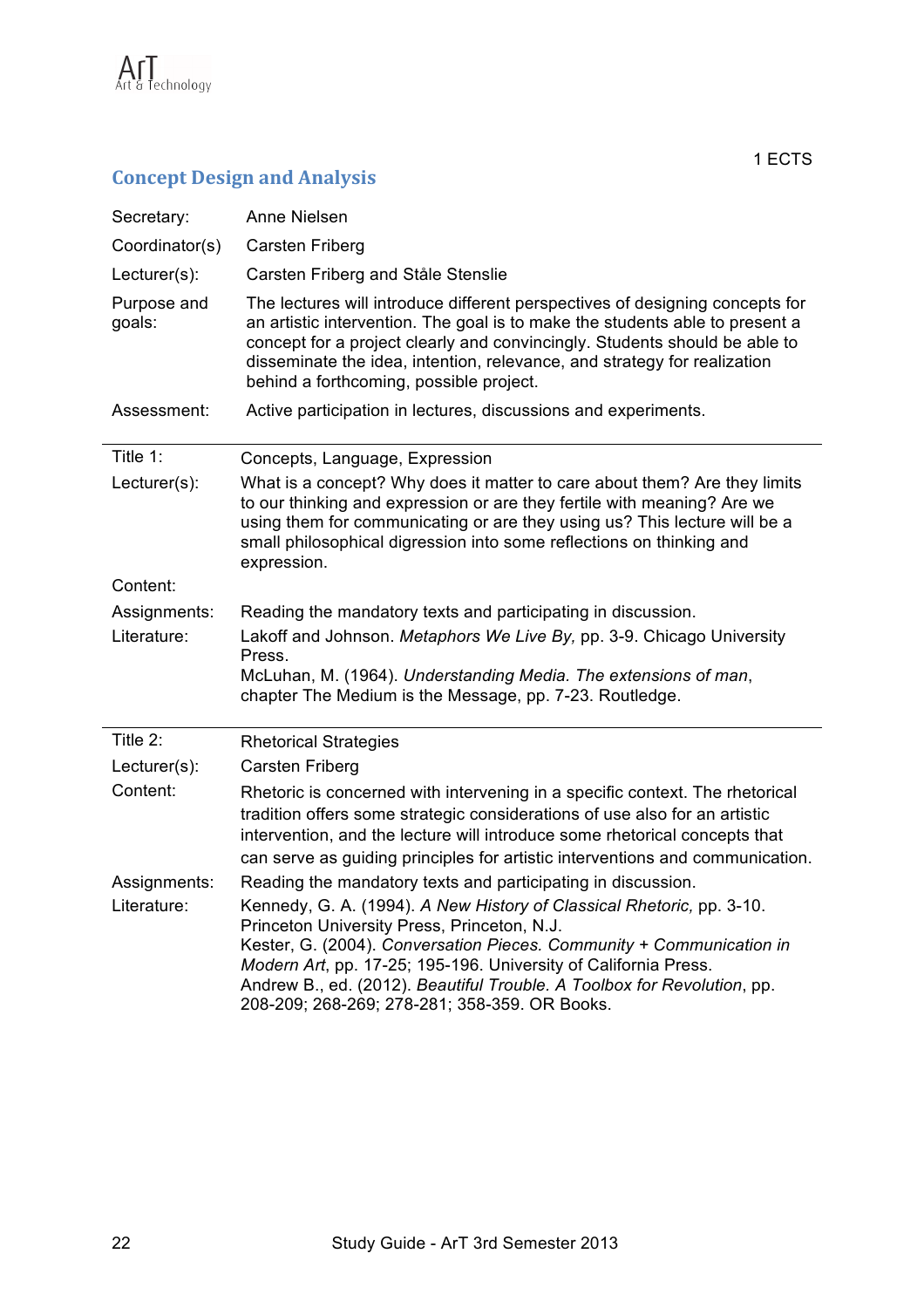1 ECTS

## Concept Design and Analysis

| | |
|---|---|
| Secretary: | Anne Nielsen |
| Coordinator(s) | Carsten Friberg |
| Lecturer(s): | Carsten Friberg and Ståle Stenslie |
| Purpose and goals: | The lectures will introduce different perspectives of designing concepts for an artistic intervention. The goal is to make the students able to present a concept for a project clearly and convincingly. Students should be able to disseminate the idea, intention, relevance, and strategy for realization behind a forthcoming, possible project. |
| Assessment: | Active participation in lectures, discussions and experiments. |

| | |
|---|---|
| Title 1: | Concepts, Language, Expression |
| Lecturer(s): | What is a concept? Why does it matter to care about them? Are they limits to our thinking and expression or are they fertile with meaning? Are we using them for communicating or are they using us? This lecture will be a small philosophical digression into some reflections on thinking and expression. |
| Content: | |
| Assignments: | Reading the mandatory texts and participating in discussion. |
| Literature: | Lakoff and Johnson. *Metaphors We Live By,* pp. 3-9. Chicago University Press.<br>McLuhan, M. (1964). *Understanding Media. The extensions of man*, chapter The Medium is the Message, pp. 7-23. Routledge. |

| | |
|---|---|
| Title 2: | Rhetorical Strategies |
| Lecturer(s): | Carsten Friberg |
| Content: | Rhetoric is concerned with intervening in a specific context. The rhetorical tradition offers some strategic considerations of use also for an artistic intervention, and the lecture will introduce some rhetorical concepts that can serve as guiding principles for artistic interventions and communication. |
| Assignments: | Reading the mandatory texts and participating in discussion. |
| Literature: | Kennedy, G. A. (1994). *A New History of Classical Rhetoric,* pp. 3-10. Princeton University Press, Princeton, N.J.<br>Kester, G. (2004). *Conversation Pieces. Community + Communication in Modern Art*, pp. 17-25; 195-196. University of California Press.<br>Andrew B., ed. (2012). *Beautiful Trouble. A Toolbox for Revolution*, pp. 208-209; 268-269; 278-281; 358-359. OR Books. |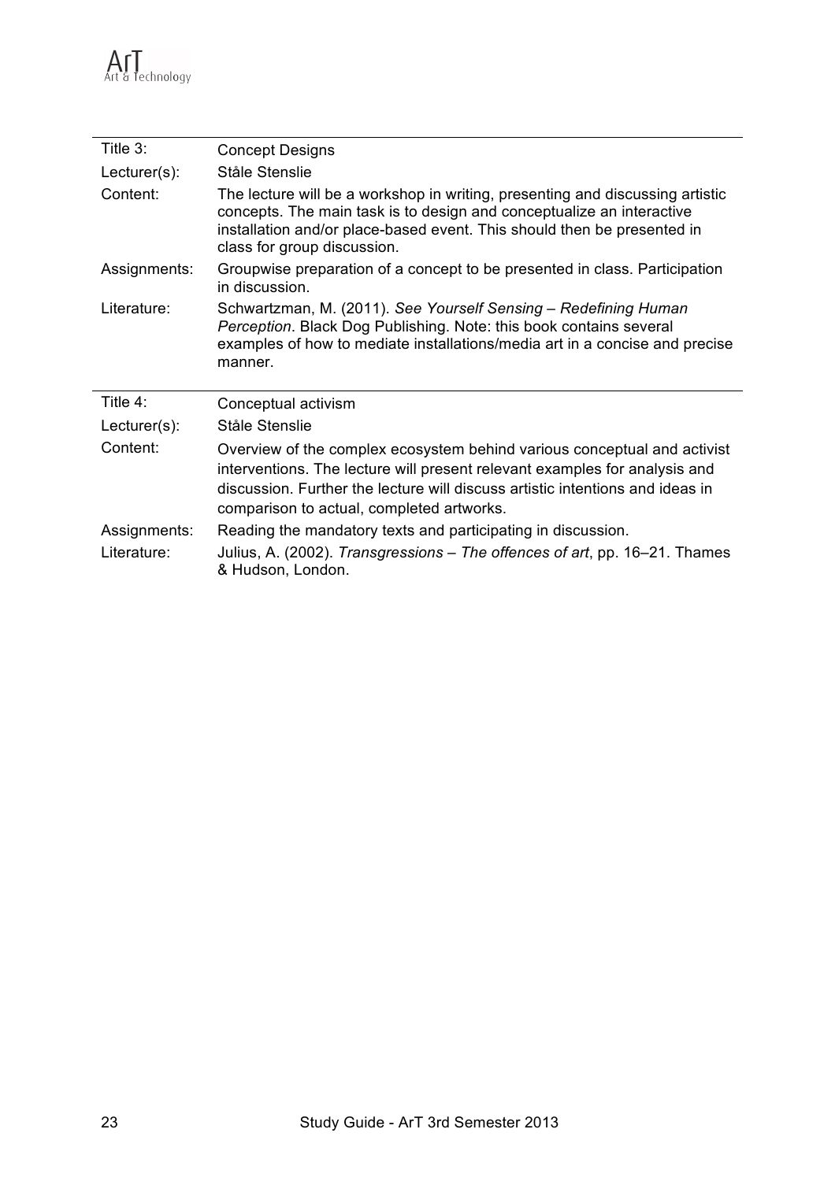| | |
|---|---|
| Title 3: | Concept Designs |
| Lecturer(s): | Ståle Stenslie |
| Content: | The lecture will be a workshop in writing, presenting and discussing artistic concepts. The main task is to design and conceptualize an interactive installation and/or place-based event. This should then be presented in class for group discussion. |
| Assignments: | Groupwise preparation of a concept to be presented in class. Participation in discussion. |
| Literature: | Schwartzman, M. (2011). *See Yourself Sensing – Redefining Human Perception*. Black Dog Publishing. Note: this book contains several examples of how to mediate installations/media art in a concise and precise manner. |

| | |
|---|---|
| Title 4: | Conceptual activism |
| Lecturer(s): | Ståle Stenslie |
| Content: | Overview of the complex ecosystem behind various conceptual and activist interventions. The lecture will present relevant examples for analysis and discussion. Further the lecture will discuss artistic intentions and ideas in comparison to actual, completed artworks. |
| Assignments: | Reading the mandatory texts and participating in discussion. |
| Literature: | Julius, A. (2002). *Transgressions – The offences of art*, pp. 16–21. Thames & Hudson, London. |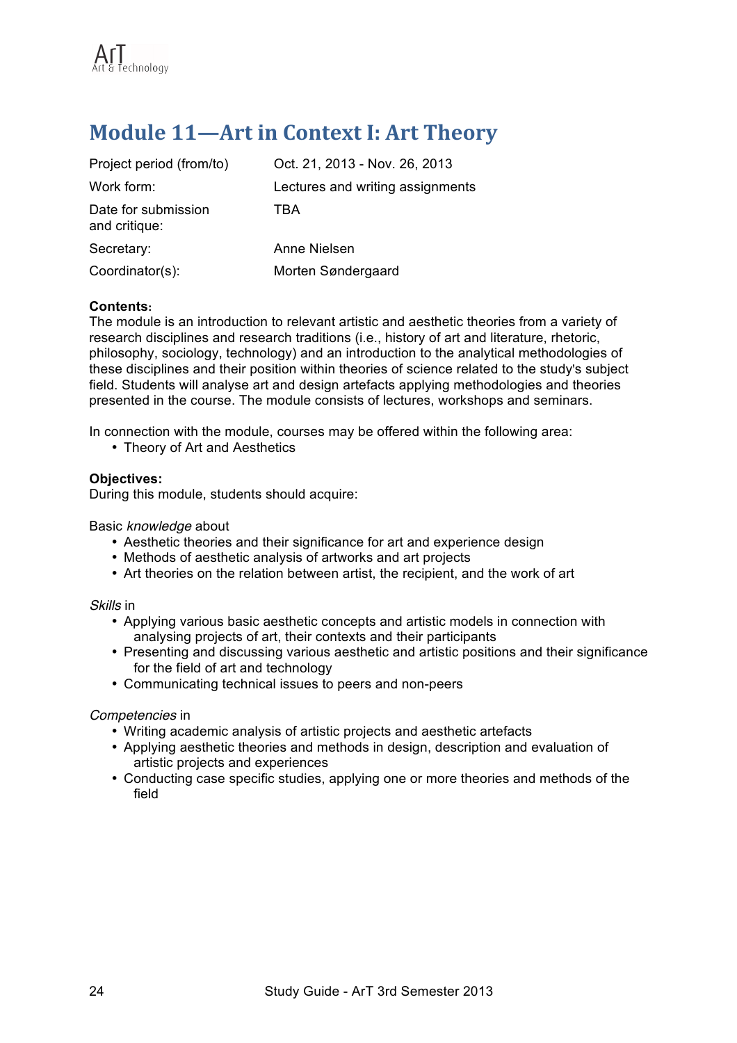# Module 11—Art in Context I: Art Theory

| | |
|---|---|
| Project period (from/to) | Oct. 21, 2013 - Nov. 26, 2013 |
| Work form: | Lectures and writing assignments |
| Date for submission and critique: | TBA |
| Secretary: | Anne Nielsen |
| Coordinator(s): | Morten Søndergaard |

**Contents:**
The module is an introduction to relevant artistic and aesthetic theories from a variety of research disciplines and research traditions (i.e., history of art and literature, rhetoric, philosophy, sociology, technology) and an introduction to the analytical methodologies of these disciplines and their position within theories of science related to the study's subject field. Students will analyse art and design artefacts applying methodologies and theories presented in the course. The module consists of lectures, workshops and seminars.

In connection with the module, courses may be offered within the following area:

- Theory of Art and Aesthetics

**Objectives:**
During this module, students should acquire:

Basic *knowledge* about

- Aesthetic theories and their significance for art and experience design
- Methods of aesthetic analysis of artworks and art projects
- Art theories on the relation between artist, the recipient, and the work of art

*Skills* in

- Applying various basic aesthetic concepts and artistic models in connection with analysing projects of art, their contexts and their participants
- Presenting and discussing various aesthetic and artistic positions and their significance for the field of art and technology
- Communicating technical issues to peers and non-peers

*Competencies* in

- Writing academic analysis of artistic projects and aesthetic artefacts
- Applying aesthetic theories and methods in design, description and evaluation of artistic projects and experiences
- Conducting case specific studies, applying one or more theories and methods of the field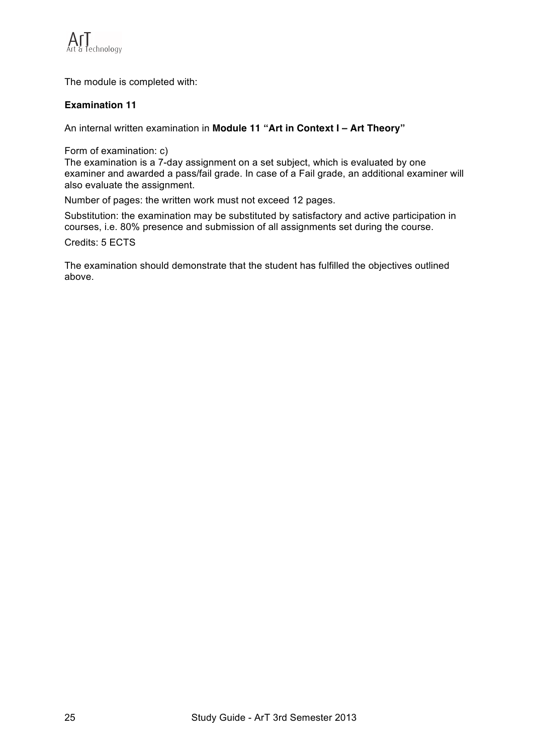The module is completed with:

**Examination 11**

An internal written examination in **Module 11 "Art in Context I – Art Theory"**

Form of examination: c)
The examination is a 7-day assignment on a set subject, which is evaluated by one examiner and awarded a pass/fail grade. In case of a Fail grade, an additional examiner will also evaluate the assignment.

Number of pages: the written work must not exceed 12 pages.

Substitution: the examination may be substituted by satisfactory and active participation in courses, i.e. 80% presence and submission of all assignments set during the course.

Credits: 5 ECTS

The examination should demonstrate that the student has fulfilled the objectives outlined above.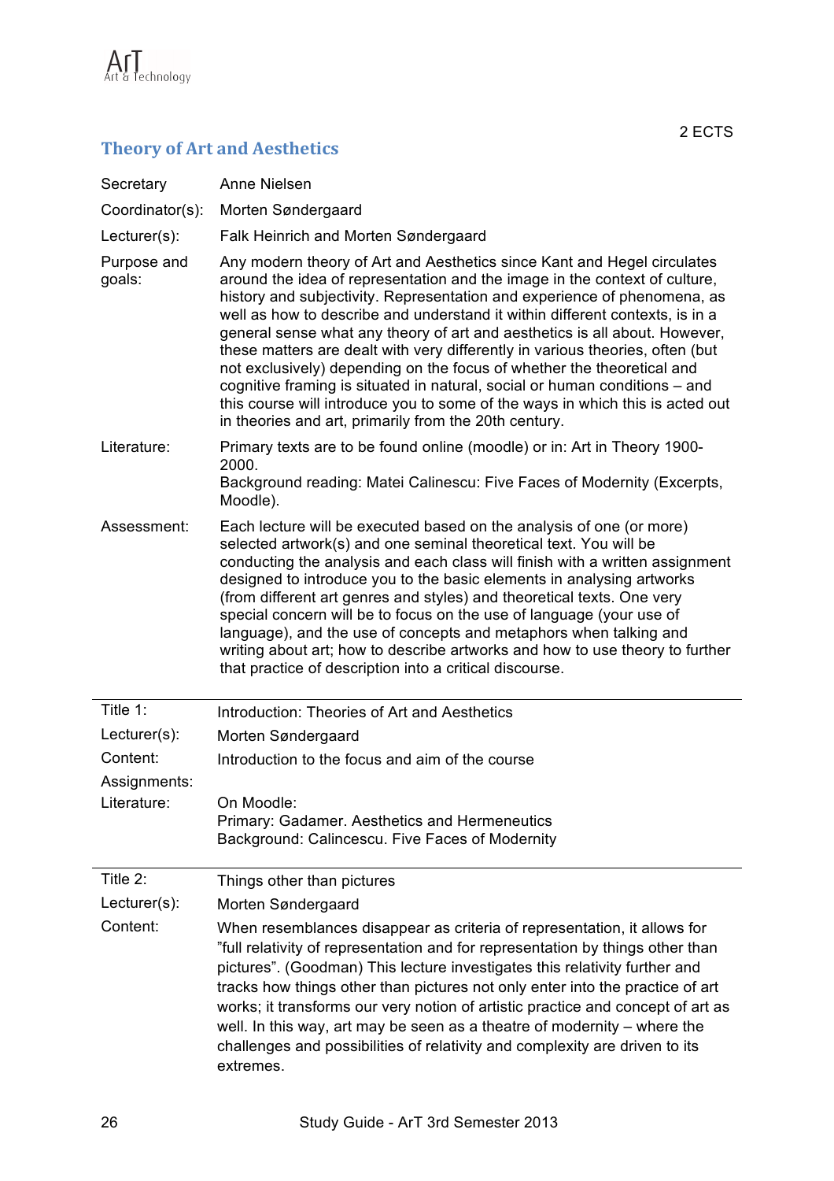2 ECTS

## Theory of Art and Aesthetics

| | |
|---|---|
| Secretary | Anne Nielsen |
| Coordinator(s): | Morten Søndergaard |
| Lecturer(s): | Falk Heinrich and Morten Søndergaard |
| Purpose and goals: | Any modern theory of Art and Aesthetics since Kant and Hegel circulates around the idea of representation and the image in the context of culture, history and subjectivity. Representation and experience of phenomena, as well as how to describe and understand it within different contexts, is in a general sense what any theory of art and aesthetics is all about. However, these matters are dealt with very differently in various theories, often (but not exclusively) depending on the focus of whether the theoretical and cognitive framing is situated in natural, social or human conditions – and this course will introduce you to some of the ways in which this is acted out in theories and art, primarily from the 20th century. |
| Literature: | Primary texts are to be found online (moodle) or in: Art in Theory 1900-2000.<br>Background reading: Matei Calinescu: Five Faces of Modernity (Excerpts, Moodle). |
| Assessment: | Each lecture will be executed based on the analysis of one (or more) selected artwork(s) and one seminal theoretical text. You will be conducting the analysis and each class will finish with a written assignment designed to introduce you to the basic elements in analysing artworks (from different art genres and styles) and theoretical texts. One very special concern will be to focus on the use of language (your use of language), and the use of concepts and metaphors when talking and writing about art; how to describe artworks and how to use theory to further that practice of description into a critical discourse. |

| | |
|---|---|
| Title 1: | Introduction: Theories of Art and Aesthetics |
| Lecturer(s): | Morten Søndergaard |
| Content: | Introduction to the focus and aim of the course |
| Assignments: | |
| Literature: | On Moodle:<br>Primary: Gadamer. Aesthetics and Hermeneutics<br>Background: Calincescu. Five Faces of Modernity |

| | |
|---|---|
| Title 2: | Things other than pictures |
| Lecturer(s): | Morten Søndergaard |
| Content: | When resemblances disappear as criteria of representation, it allows for "full relativity of representation and for representation by things other than pictures". (Goodman) This lecture investigates this relativity further and tracks how things other than pictures not only enter into the practice of art works; it transforms our very notion of artistic practice and concept of art as well. In this way, art may be seen as a theatre of modernity – where the challenges and possibilities of relativity and complexity are driven to its extremes. |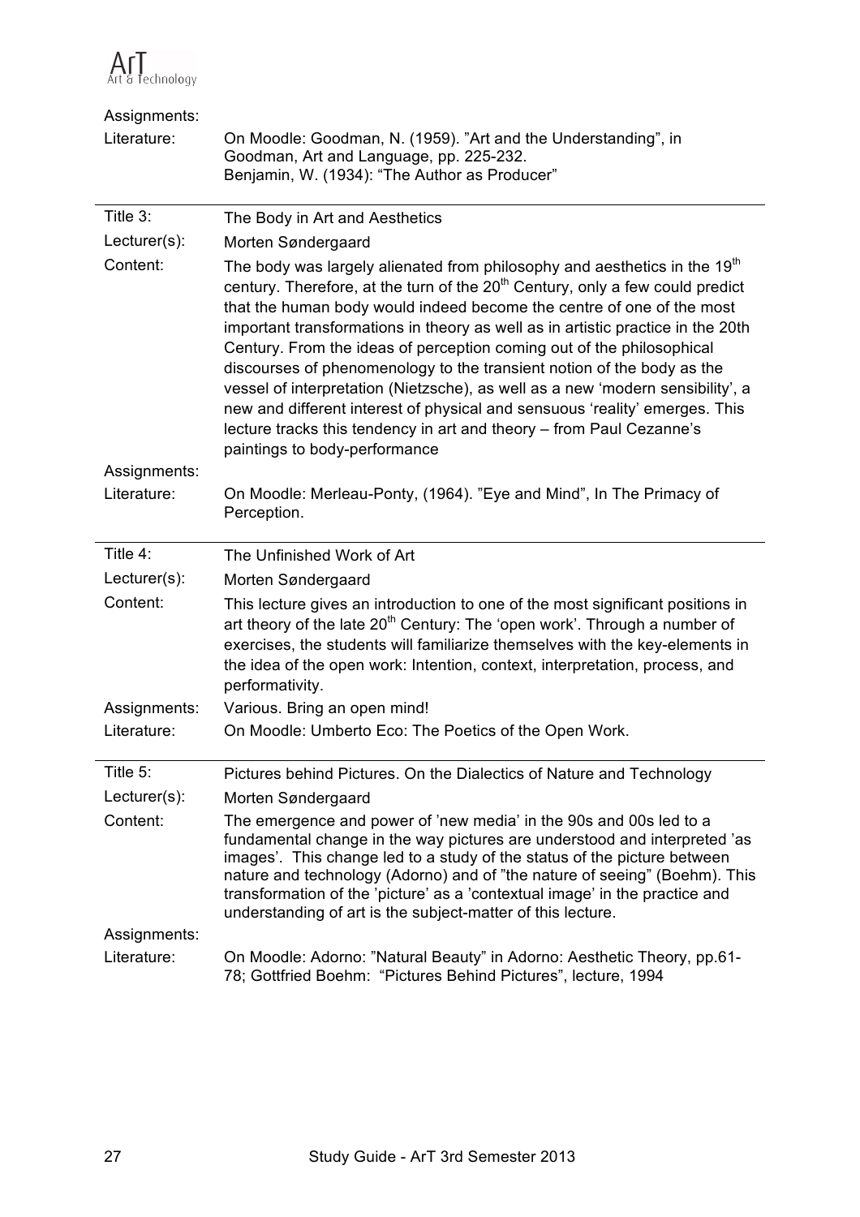| | |
|---|---|
| Assignments: | |
| Literature: | On Moodle: Goodman, N. (1959). ”Art and the Understanding”, in Goodman, Art and Language, pp. 225-232. Benjamin, W. (1934): “The Author as Producer” |

| | |
|---|---|
| Title 3: | The Body in Art and Aesthetics |
| Lecturer(s): | Morten Søndergaard |
| Content: | The body was largely alienated from philosophy and aesthetics in the 19th century. Therefore, at the turn of the 20th Century, only a few could predict that the human body would indeed become the centre of one of the most important transformations in theory as well as in artistic practice in the 20th Century. From the ideas of perception coming out of the philosophical discourses of phenomenology to the transient notion of the body as the vessel of interpretation (Nietzsche), as well as a new ‘modern sensibility’, a new and different interest of physical and sensuous ‘reality’ emerges. This lecture tracks this tendency in art and theory – from Paul Cezanne’s paintings to body-performance |
| Assignments: | |
| Literature: | On Moodle: Merleau-Ponty, (1964). ”Eye and Mind”, In The Primacy of Perception. |

| | |
|---|---|
| Title 4: | The Unfinished Work of Art |
| Lecturer(s): | Morten Søndergaard |
| Content: | This lecture gives an introduction to one of the most significant positions in art theory of the late 20th Century: The ‘open work’. Through a number of exercises, the students will familiarize themselves with the key-elements in the idea of the open work: Intention, context, interpretation, process, and performativity. |
| Assignments: | Various. Bring an open mind! |
| Literature: | On Moodle: Umberto Eco: The Poetics of the Open Work. |

| | |
|---|---|
| Title 5: | Pictures behind Pictures. On the Dialectics of Nature and Technology |
| Lecturer(s): | Morten Søndergaard |
| Content: | The emergence and power of ’new media’ in the 90s and 00s led to a fundamental change in the way pictures are understood and interpreted ’as images’. This change led to a study of the status of the picture between nature and technology (Adorno) and of ”the nature of seeing” (Boehm). This transformation of the ’picture’ as a ’contextual image’ in the practice and understanding of art is the subject-matter of this lecture. |
| Assignments: | |
| Literature: | On Moodle: Adorno: ”Natural Beauty” in Adorno: Aesthetic Theory, pp.61-78; Gottfried Boehm: “Pictures Behind Pictures”, lecture, 1994 |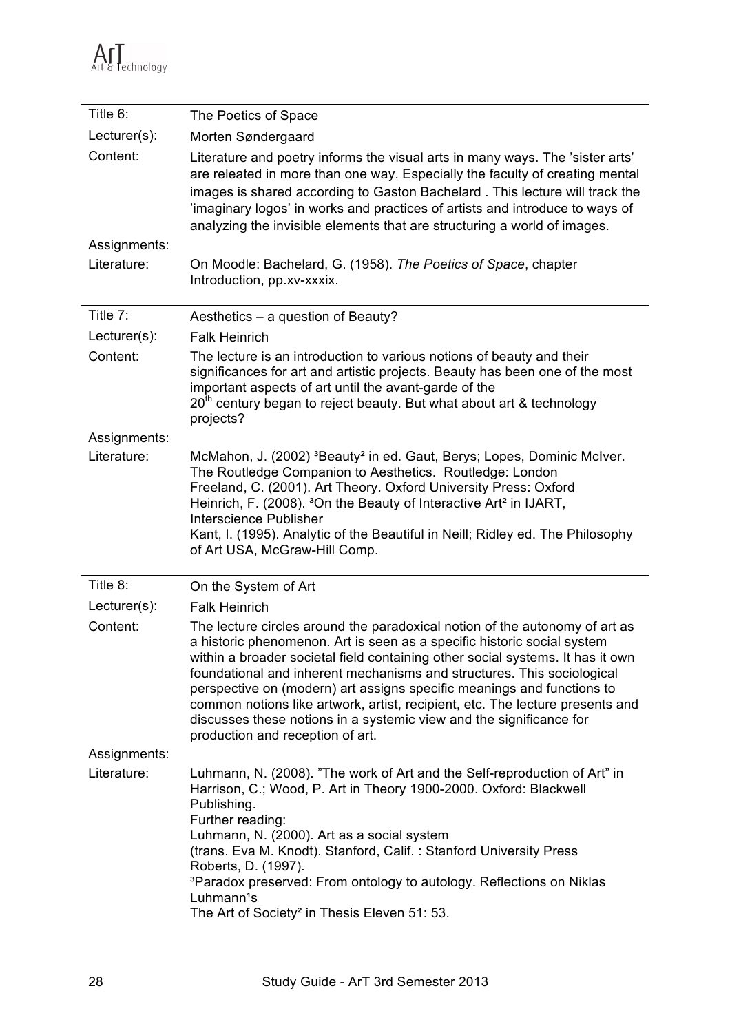| | |
|---|---|
| Title 6: | The Poetics of Space |
| Lecturer(s): | Morten Søndergaard |
| Content: | Literature and poetry informs the visual arts in many ways. The 'sister arts' are releated in more than one way. Especially the faculty of creating mental images is shared according to Gaston Bachelard . This lecture will track the 'imaginary logos' in works and practices of artists and introduce to ways of analyzing the invisible elements that are structuring a world of images. |
| Assignments: | |
| Literature: | On Moodle: Bachelard, G. (1958). *The Poetics of Space*, chapter Introduction, pp.xv-xxxix. |

| | |
|---|---|
| Title 7: | Aesthetics – a question of Beauty? |
| Lecturer(s): | Falk Heinrich |
| Content: | The lecture is an introduction to various notions of beauty and their significances for art and artistic projects. Beauty has been one of the most important aspects of art until the avant-garde of the 20th century began to reject beauty. But what about art & technology projects? |
| Assignments: | |
| Literature: | McMahon, J. (2002) ³Beauty² in ed. Gaut, Berys; Lopes, Dominic McIver. The Routledge Companion to Aesthetics. Routledge: London<br>Freeland, C. (2001). Art Theory. Oxford University Press: Oxford<br>Heinrich, F. (2008). ³On the Beauty of Interactive Art² in IJART, Interscience Publisher<br>Kant, I. (1995). Analytic of the Beautiful in Neill; Ridley ed. The Philosophy of Art USA, McGraw-Hill Comp. |

| | |
|---|---|
| Title 8: | On the System of Art |
| Lecturer(s): | Falk Heinrich |
| Content: | The lecture circles around the paradoxical notion of the autonomy of art as a historic phenomenon. Art is seen as a specific historic social system within a broader societal field containing other social systems. It has it own foundational and inherent mechanisms and structures. This sociological perspective on (modern) art assigns specific meanings and functions to common notions like artwork, artist, recipient, etc. The lecture presents and discusses these notions in a systemic view and the significance for production and reception of art. |
| Assignments: | |
| Literature: | Luhmann, N. (2008). "The work of Art and the Self-reproduction of Art" in Harrison, C.; Wood, P. Art in Theory 1900-2000. Oxford: Blackwell Publishing.<br>Further reading:<br>Luhmann, N. (2000). Art as a social system<br>(trans. Eva M. Knodt). Stanford, Calif. : Stanford University Press<br>Roberts, D. (1997).<br>³Paradox preserved: From ontology to autology. Reflections on Niklas Luhmann¹s<br>The Art of Society² in Thesis Eleven 51: 53. |